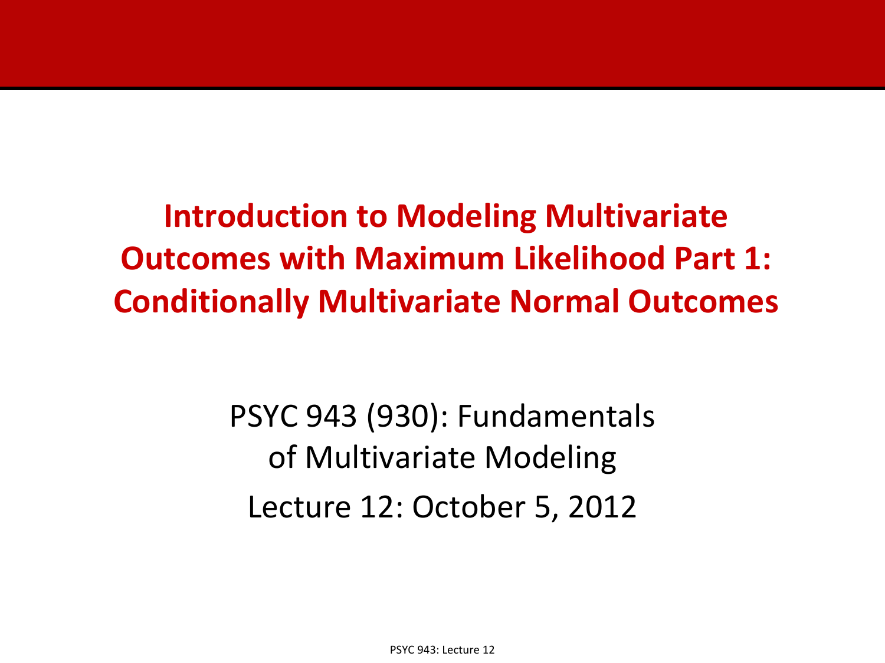# Introduction to Modeling Multivariate Outcomes with Maximum Likelihood Part 1: Conditionally Multivariate Normal Outcomes

PSYC 943 (930): Fundamentals of Multivariate Modeling

Lecture 12: October 5, 2012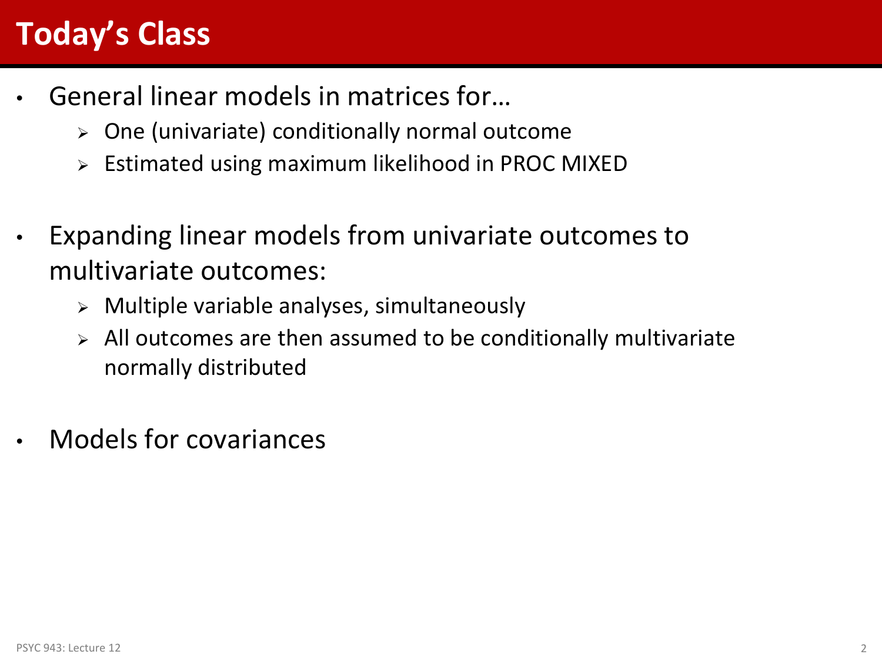# Today's Class

- General linear models in matrices for…
  - One (univariate) conditionally normal outcome
  - Estimated using maximum likelihood in PROC MIXED
- Expanding linear models from univariate outcomes to multivariate outcomes:
  - Multiple variable analyses, simultaneously
  - All outcomes are then assumed to be conditionally multivariate normally distributed
- Models for covariances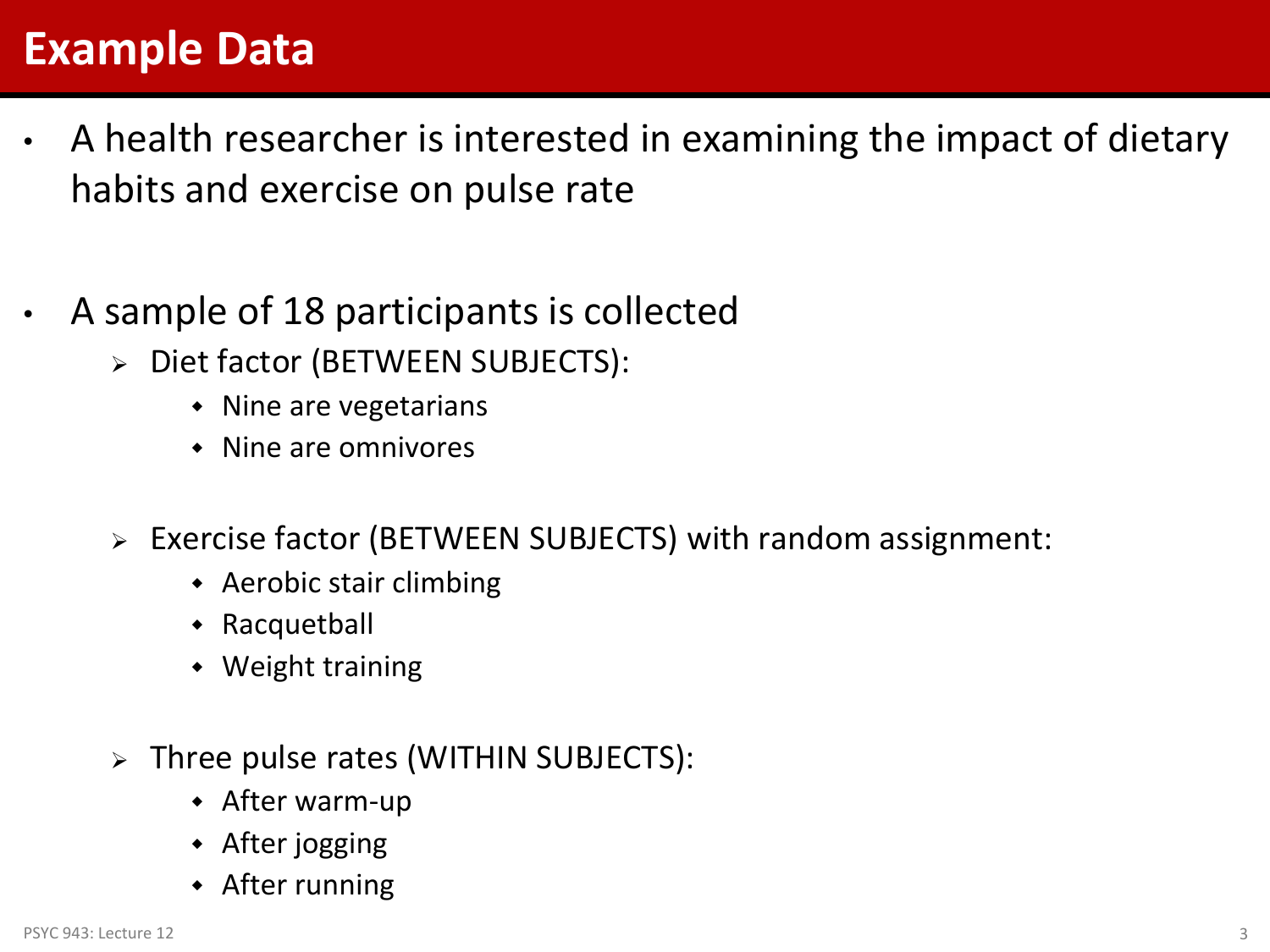# Example Data

- A health researcher is interested in examining the impact of dietary habits and exercise on pulse rate

- A sample of 18 participants is collected
  - Diet factor (BETWEEN SUBJECTS):
    - Nine are vegetarians
    - Nine are omnivores
  - Exercise factor (BETWEEN SUBJECTS) with random assignment:
    - Aerobic stair climbing
    - Racquetball
    - Weight training
  - Three pulse rates (WITHIN SUBJECTS):
    - After warm-up
    - After jogging
    - After running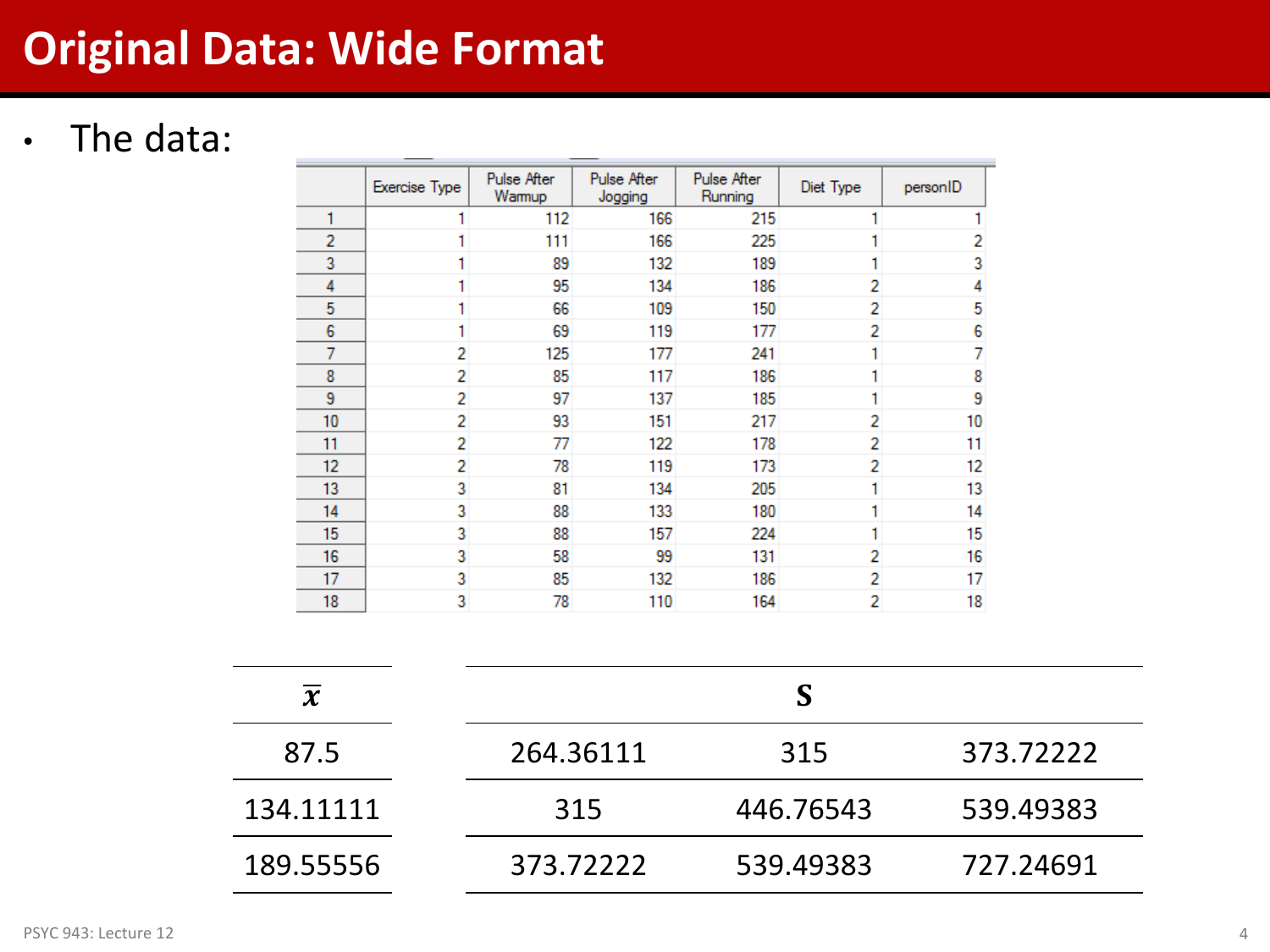# Original Data: Wide Format

- The data:

| | Exercise Type | Pulse After Warmup | Pulse After Jogging | Pulse After Running | Diet Type | personID |
|---|---|---|---|---|---|---|
| 1 | 1 | 112 | 166 | 215 | 1 | 1 |
| 2 | 1 | 111 | 166 | 225 | 1 | 2 |
| 3 | 1 | 89 | 132 | 189 | 1 | 3 |
| 4 | 1 | 95 | 134 | 186 | 2 | 4 |
| 5 | 1 | 66 | 109 | 150 | 2 | 5 |
| 6 | 1 | 69 | 119 | 177 | 2 | 6 |
| 7 | 2 | 125 | 177 | 241 | 1 | 7 |
| 8 | 2 | 85 | 117 | 186 | 1 | 8 |
| 9 | 2 | 97 | 137 | 185 | 1 | 9 |
| 10 | 2 | 93 | 151 | 217 | 2 | 10 |
| 11 | 2 | 77 | 122 | 178 | 2 | 11 |
| 12 | 2 | 78 | 119 | 173 | 2 | 12 |
| 13 | 3 | 81 | 134 | 205 | 1 | 13 |
| 14 | 3 | 88 | 133 | 180 | 1 | 14 |
| 15 | 3 | 88 | 157 | 224 | 1 | 15 |
| 16 | 3 | 58 | 99 | 131 | 2 | 16 |
| 17 | 3 | 85 | 132 | 186 | 2 | 17 |
| 18 | 3 | 78 | 110 | 164 | 2 | 18 |

| $\bar{x}$ |
|---|
| 87.5 |
| 134.11111 |
| 189.55556 |

| $S$ | | |
|---|---|---|
| 264.36111 | 315 | 373.72222 |
| 315 | 446.76543 | 539.49383 |
| 373.72222 | 539.49383 | 727.24691 |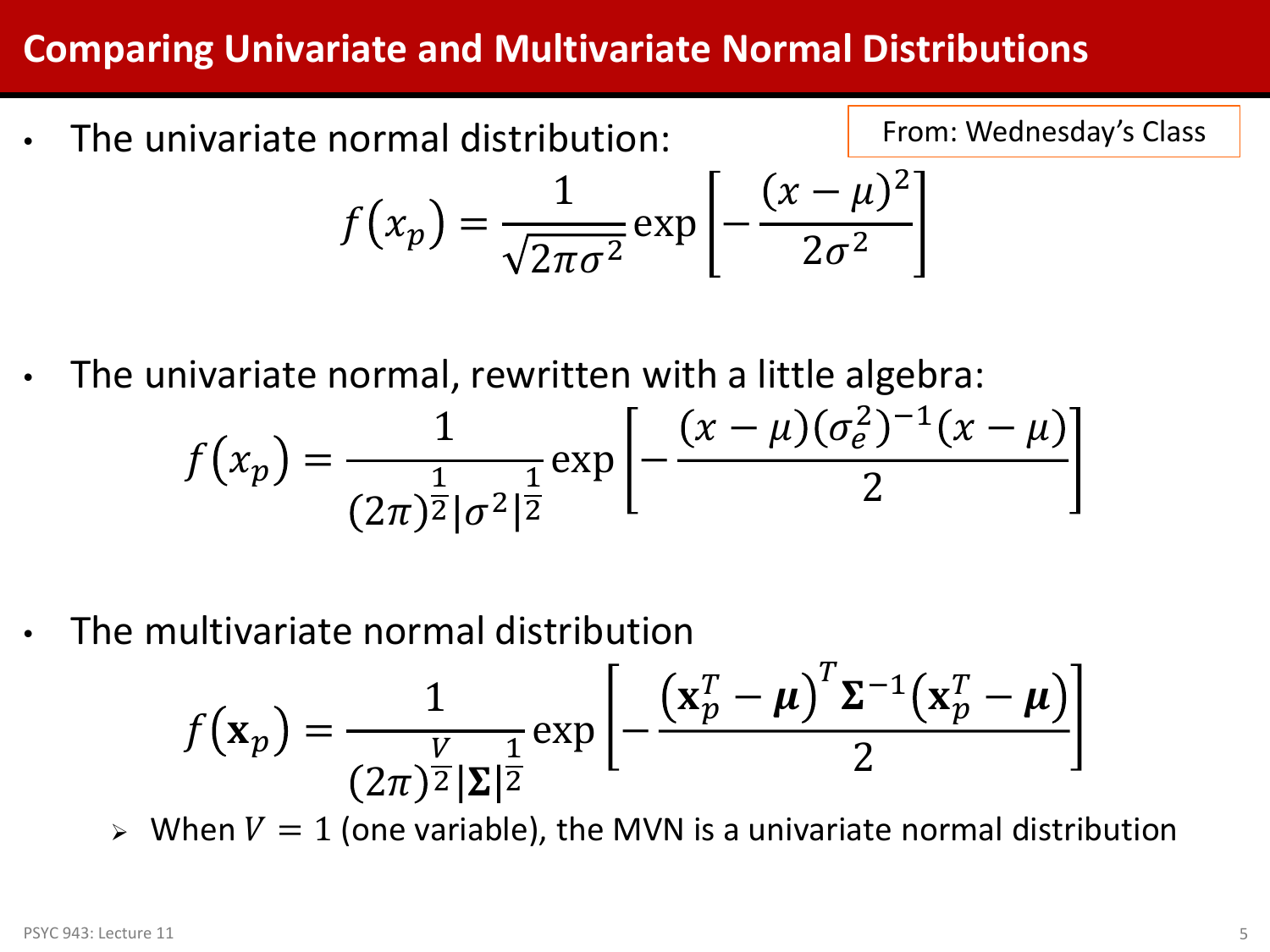# Comparing Univariate and Multivariate Normal Distributions

From: Wednesday's Class

- The univariate normal distribution:

$$f\left(x_p\right) = \frac{1}{\sqrt{2\pi\sigma^2}} \exp\left[-\frac{(x-\mu)^2}{2\sigma^2}\right]$$

- The univariate normal, rewritten with a little algebra:

$$f\left(x_p\right) = \frac{1}{(2\pi)^{\frac{1}{2}}|\sigma^2|^{\frac{1}{2}}} \exp\left[-\frac{(x-\mu)(\sigma_e^2)^{-1}(x-\mu)}{2}\right]$$

- The multivariate normal distribution

$$f\left(\mathbf{x}_p\right) = \frac{1}{(2\pi)^{\frac{V}{2}}|\boldsymbol{\Sigma}|^{\frac{1}{2}}} \exp\left[-\frac{\left(\mathbf{x}_p^T - \boldsymbol{\mu}\right)^T \boldsymbol{\Sigma}^{-1}\left(\mathbf{x}_p^T - \boldsymbol{\mu}\right)}{2}\right]$$

  - When $V = 1$ (one variable), the MVN is a univariate normal distribution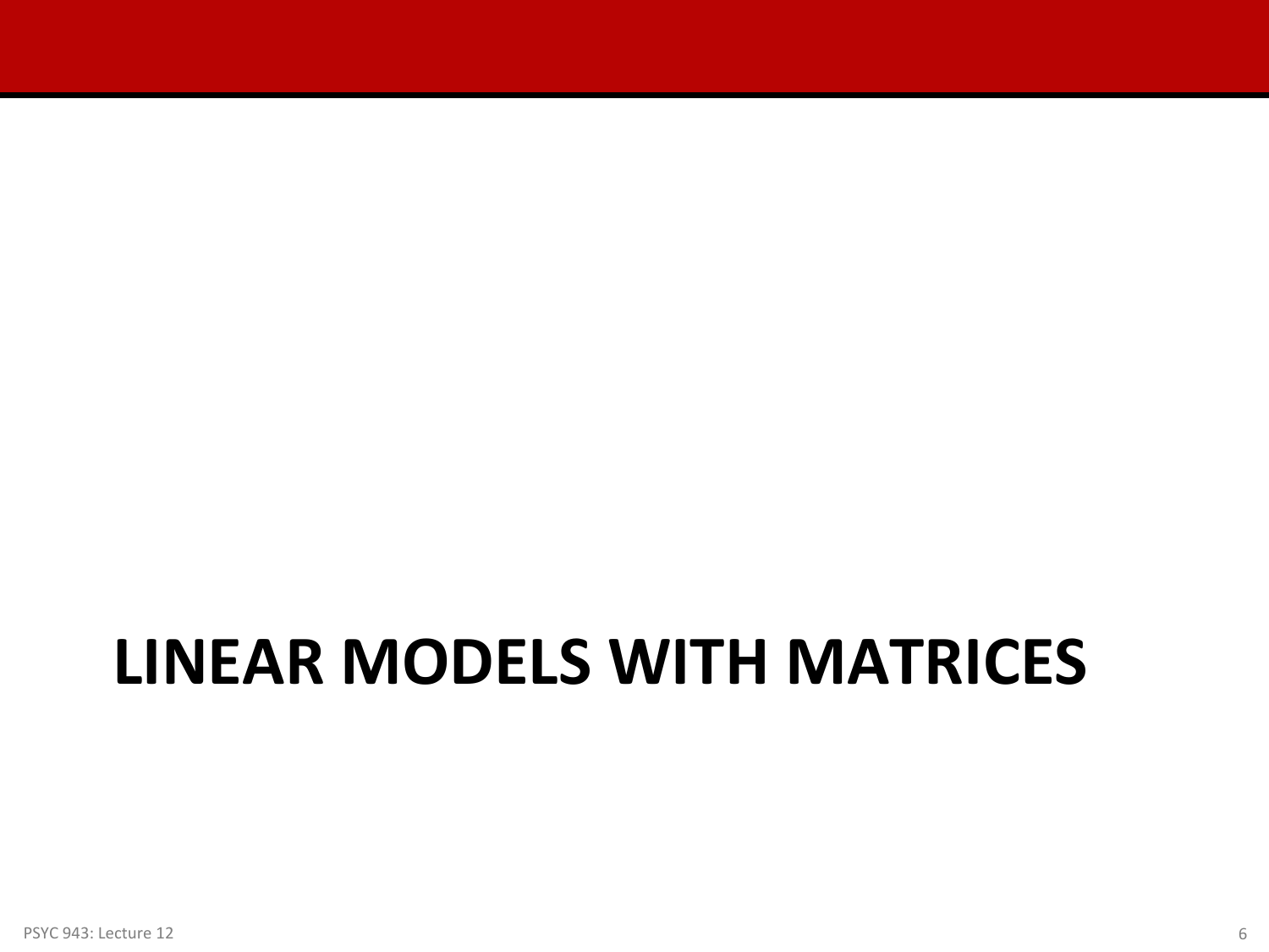# LINEAR MODELS WITH MATRICES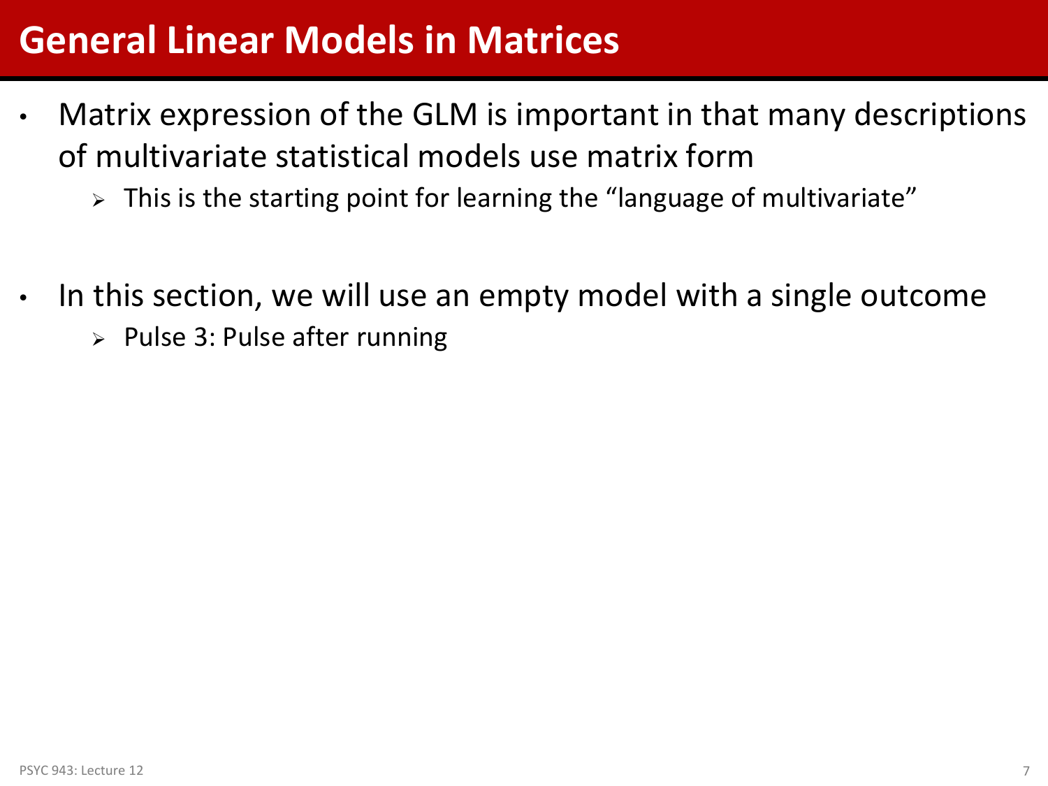# General Linear Models in Matrices

- Matrix expression of the GLM is important in that many descriptions of multivariate statistical models use matrix form
  - This is the starting point for learning the "language of multivariate"

- In this section, we will use an empty model with a single outcome
  - Pulse 3: Pulse after running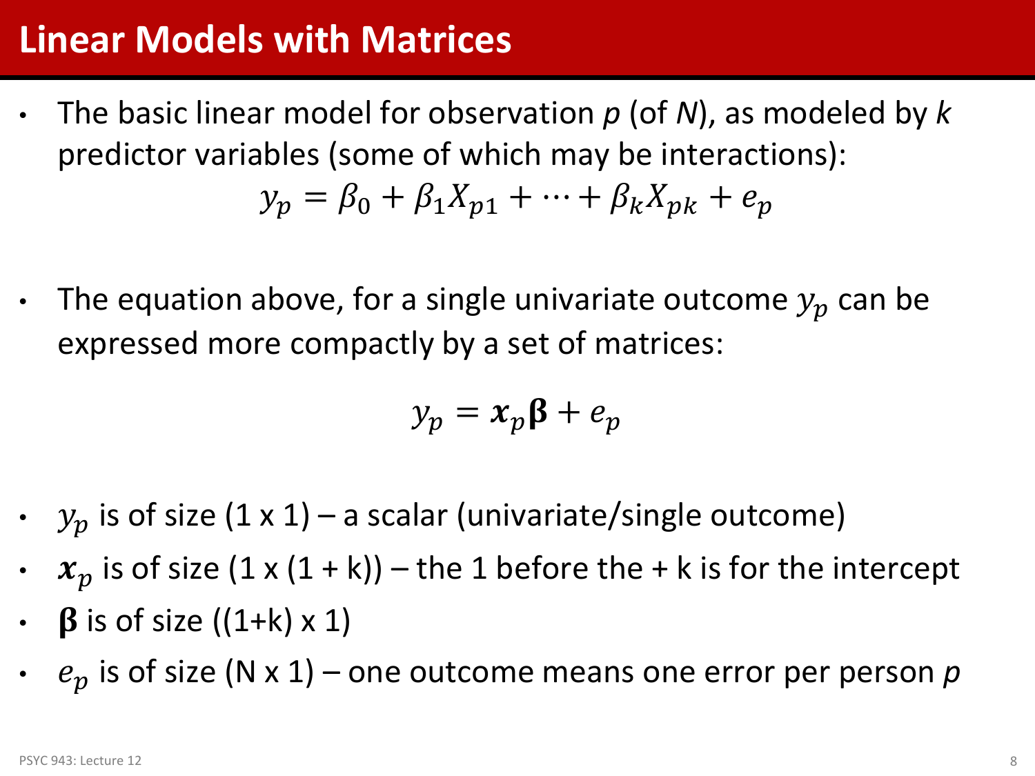# Linear Models with Matrices

- The basic linear model for observation *p* (of *N*), as modeled by *k* predictor variables (some of which may be interactions):

$$y_p = \beta_0 + \beta_1 X_{p1} + \cdots + \beta_k X_{pk} + e_p$$

- The equation above, for a single univariate outcome $y_p$ can be expressed more compactly by a set of matrices:

$$y_p = \boldsymbol{x}_p \boldsymbol{\beta} + e_p$$

- $y_p$ is of size (1 x 1) – a scalar (univariate/single outcome)
- $\boldsymbol{x}_p$ is of size (1 x (1 + k)) – the 1 before the + k is for the intercept
- $\boldsymbol{\beta}$ is of size ((1+k) x 1)
- $e_p$ is of size (N x 1) – one outcome means one error per person *p*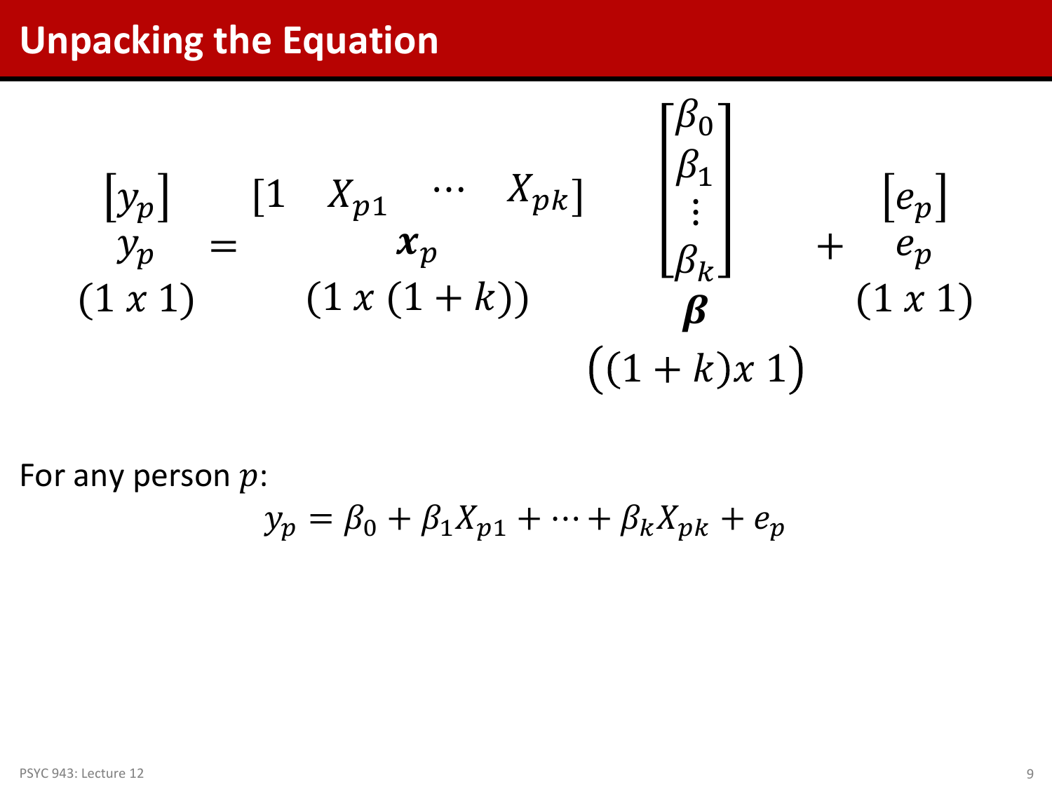# Unpacking the Equation

$$
\underset{(1\,x\,1)}{\underset{y_p}{\begin{bmatrix} y_p \end{bmatrix}}} = \underset{(1\,x\,(1+k))}{\underset{\boldsymbol{x}_p}{\begin{bmatrix} 1 & X_{p1} & \cdots & X_{pk} \end{bmatrix}}} \underset{\left((1+k)x\,1\right)}{\underset{\boldsymbol{\beta}}{\begin{bmatrix} \beta_0 \\ \beta_1 \\ \vdots \\ \beta_k \end{bmatrix}}} + \underset{(1\,x\,1)}{\underset{e_p}{\begin{bmatrix} e_p \end{bmatrix}}}
$$

For any person $p$:

$$
y_p = \beta_0 + \beta_1 X_{p1} + \cdots + \beta_k X_{pk} + e_p
$$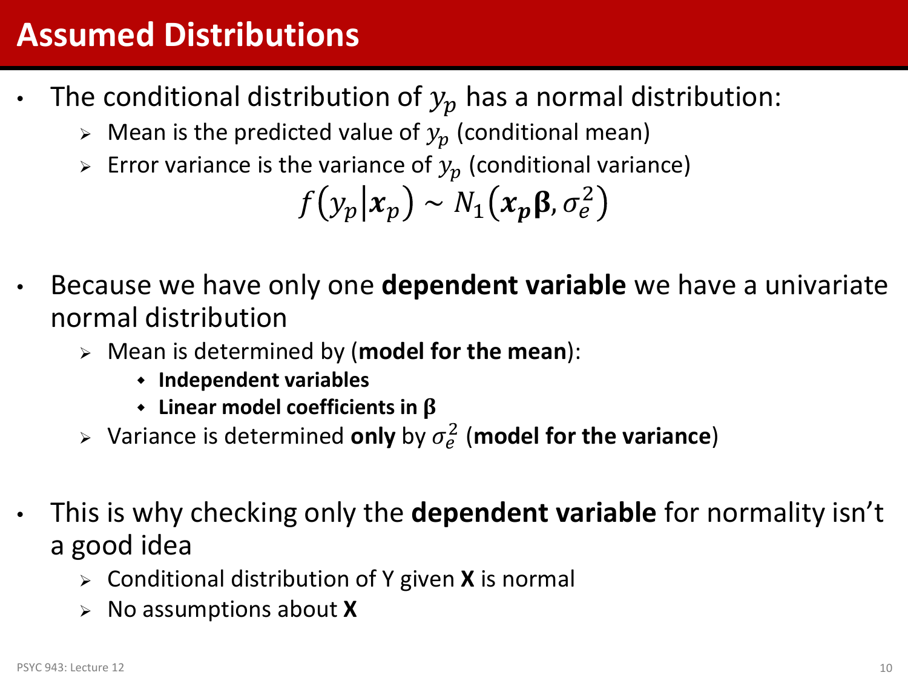# Assumed Distributions

- The conditional distribution of $y_p$ has a normal distribution:
  - Mean is the predicted value of $y_p$ (conditional mean)
  - Error variance is the variance of $y_p$ (conditional variance)

$$f\left(y_p \middle| \boldsymbol{x}_p\right) \sim N_1\left(\boldsymbol{x}_{\boldsymbol{p}}\boldsymbol{\beta}, \sigma_e^2\right)$$

- Because we have only one **dependent variable** we have a univariate normal distribution
  - Mean is determined by (**model for the mean**):
    - **Independent variables**
    - **Linear model coefficients in β**
  - Variance is determined **only** by $\sigma_e^2$ (**model for the variance**)

- This is why checking only the **dependent variable** for normality isn't a good idea
  - Conditional distribution of Y given **X** is normal
  - No assumptions about **X**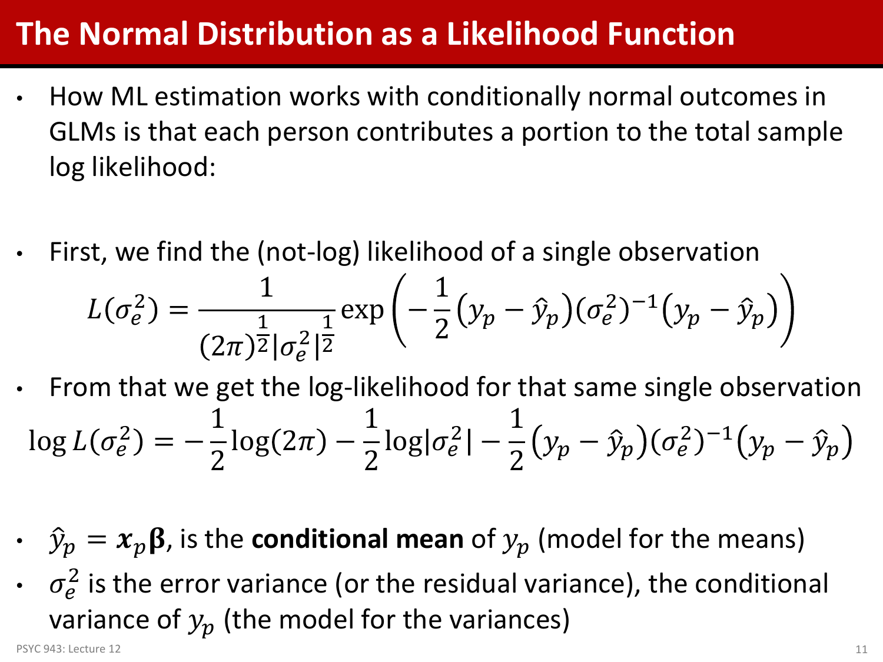# The Normal Distribution as a Likelihood Function

- How ML estimation works with conditionally normal outcomes in GLMs is that each person contributes a portion to the total sample log likelihood:
- First, we find the (not-log) likelihood of a single observation

$$L(\sigma_e^2) = \frac{1}{(2\pi)^{\frac{1}{2}}|\sigma_e^2|^{\frac{1}{2}}} \exp\left(-\frac{1}{2}\left(y_p - \hat{y}_p\right)(\sigma_e^2)^{-1}\left(y_p - \hat{y}_p\right)\right)$$

- From that we get the log-likelihood for that same single observation

$$\log L(\sigma_e^2) = -\frac{1}{2}\log(2\pi) - \frac{1}{2}\log|\sigma_e^2| - \frac{1}{2}\left(y_p - \hat{y}_p\right)(\sigma_e^2)^{-1}\left(y_p - \hat{y}_p\right)$$

- $\hat{y}_p = \boldsymbol{x}_p\boldsymbol{\beta}$, is the **conditional mean** of $y_p$ (model for the means)
- $\sigma_e^2$ is the error variance (or the residual variance), the conditional variance of $y_p$ (the model for the variances)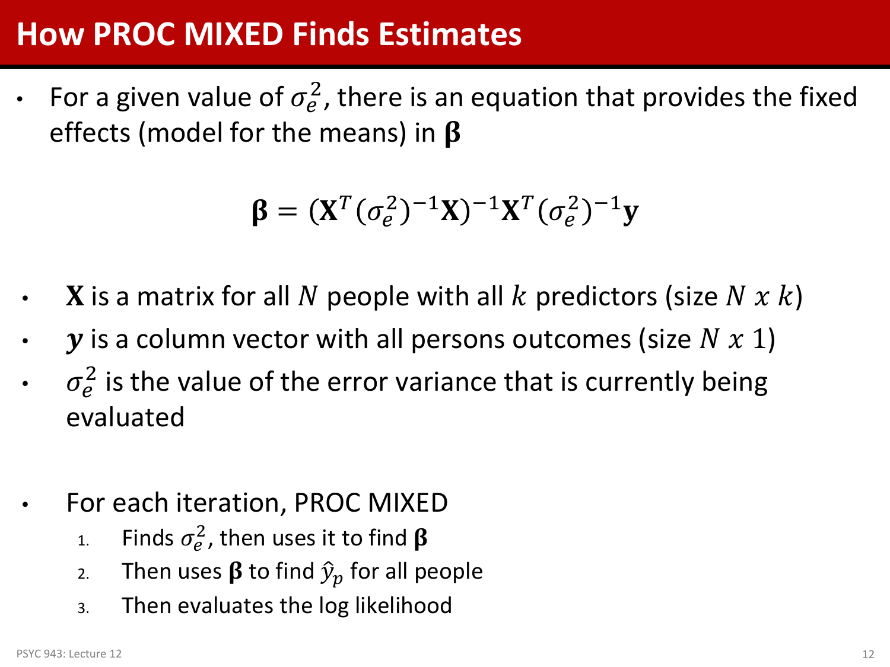# How PROC MIXED Finds Estimates

- For a given value of $\sigma_e^2$, there is an equation that provides the fixed effects (model for the means) in $\boldsymbol{\beta}$

$$\boldsymbol{\beta} = (\mathbf{X}^T(\sigma_e^2)^{-1}\mathbf{X})^{-1}\mathbf{X}^T(\sigma_e^2)^{-1}\mathbf{y}$$

- $\mathbf{X}$ is a matrix for all $N$ people with all $k$ predictors (size $N \ x \ k$)
- $\boldsymbol{y}$ is a column vector with all persons outcomes (size $N \ x \ 1$)
- $\sigma_e^2$ is the value of the error variance that is currently being evaluated

- For each iteration, PROC MIXED
  1. Finds $\sigma_e^2$, then uses it to find $\boldsymbol{\beta}$
  2. Then uses $\boldsymbol{\beta}$ to find $\hat{y}_p$ for all people
  3. Then evaluates the log likelihood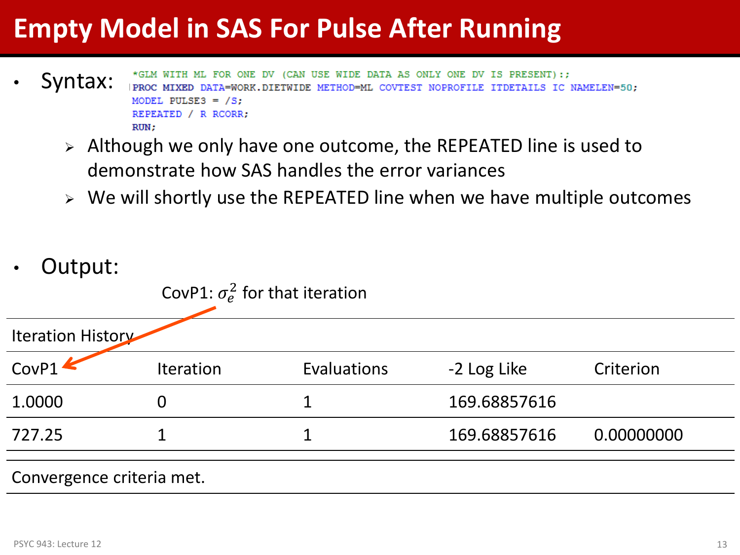# Empty Model in SAS For Pulse After Running

- Syntax:

```
*GLM WITH ML FOR ONE DV (CAN USE WIDE DATA AS ONLY ONE DV IS PRESENT):;
PROC MIXED DATA=WORK.DIETWIDE METHOD=ML COVTEST NOPROFILE ITDETAILS IC NAMELEN=50;
MODEL PULSE3 = /S;
REPEATED / R RCORR;
RUN;
```

  - Although we only have one outcome, the REPEATED line is used to demonstrate how SAS handles the error variances
  - We will shortly use the REPEATED line when we have multiple outcomes

- Output:

CovP1: $\sigma_e^2$ for that iteration

Iteration History

| CovP1 | Iteration | Evaluations | -2 Log Like | Criterion |
|---|---|---|---|---|
| 1.0000 | 0 | 1 | 169.68857616 | |
| 727.25 | 1 | 1 | 169.68857616 | 0.00000000 |

Convergence criteria met.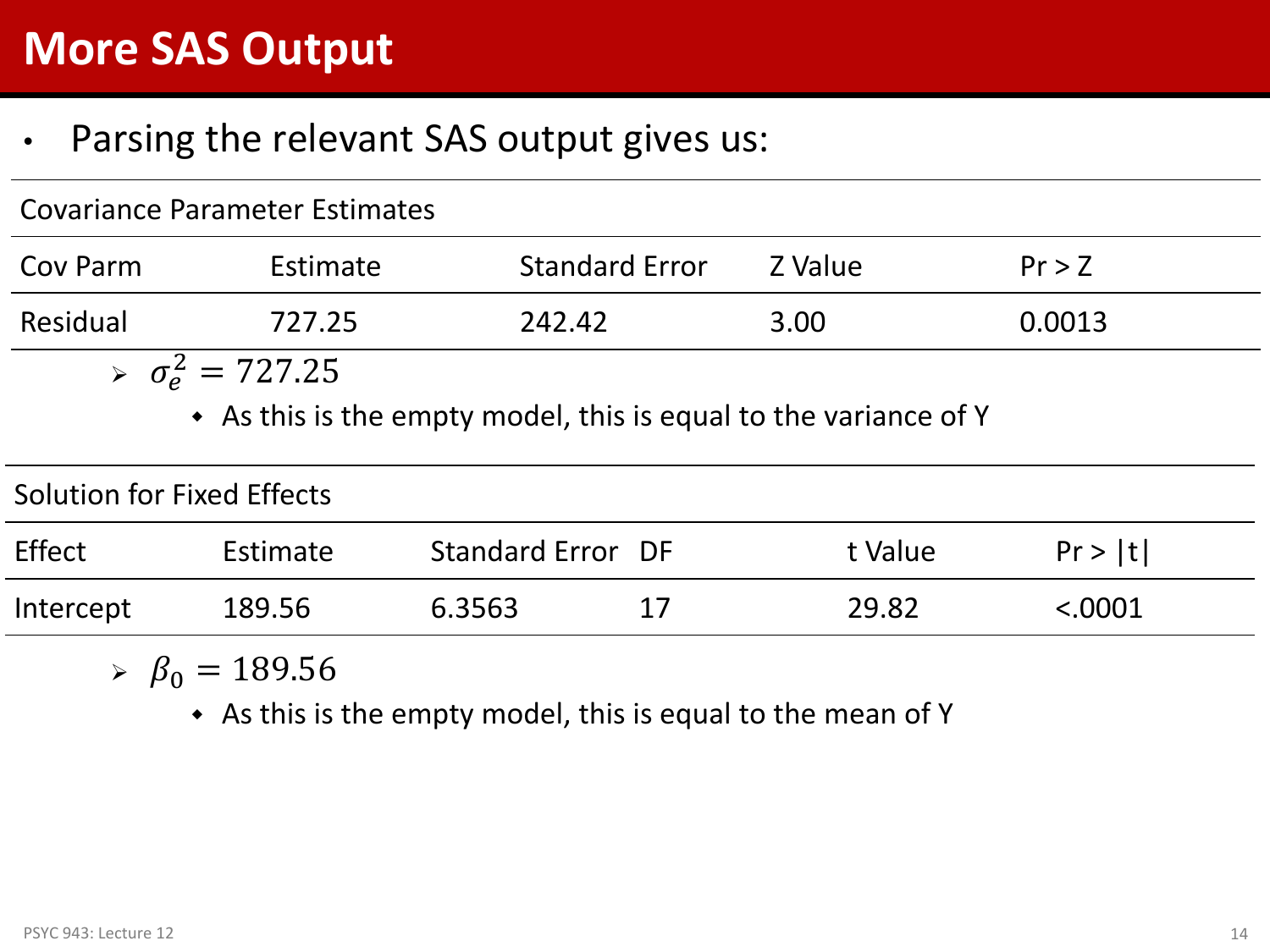# More SAS Output

- Parsing the relevant SAS output gives us:

Covariance Parameter Estimates

| Cov Parm | Estimate | Standard Error | Z Value | Pr > Z |
|---|---|---|---|---|
| Residual | 727.25 | 242.42 | 3.00 | 0.0013 |

- $\sigma_e^2 = 727.25$
  - As this is the empty model, this is equal to the variance of Y

Solution for Fixed Effects

| Effect | Estimate | Standard Error | DF | t Value | Pr > \|t\| |
|---|---|---|---|---|---|
| Intercept | 189.56 | 6.3563 | 17 | 29.82 | <.0001 |

- $\beta_0 = 189.56$
  - As this is the empty model, this is equal to the mean of Y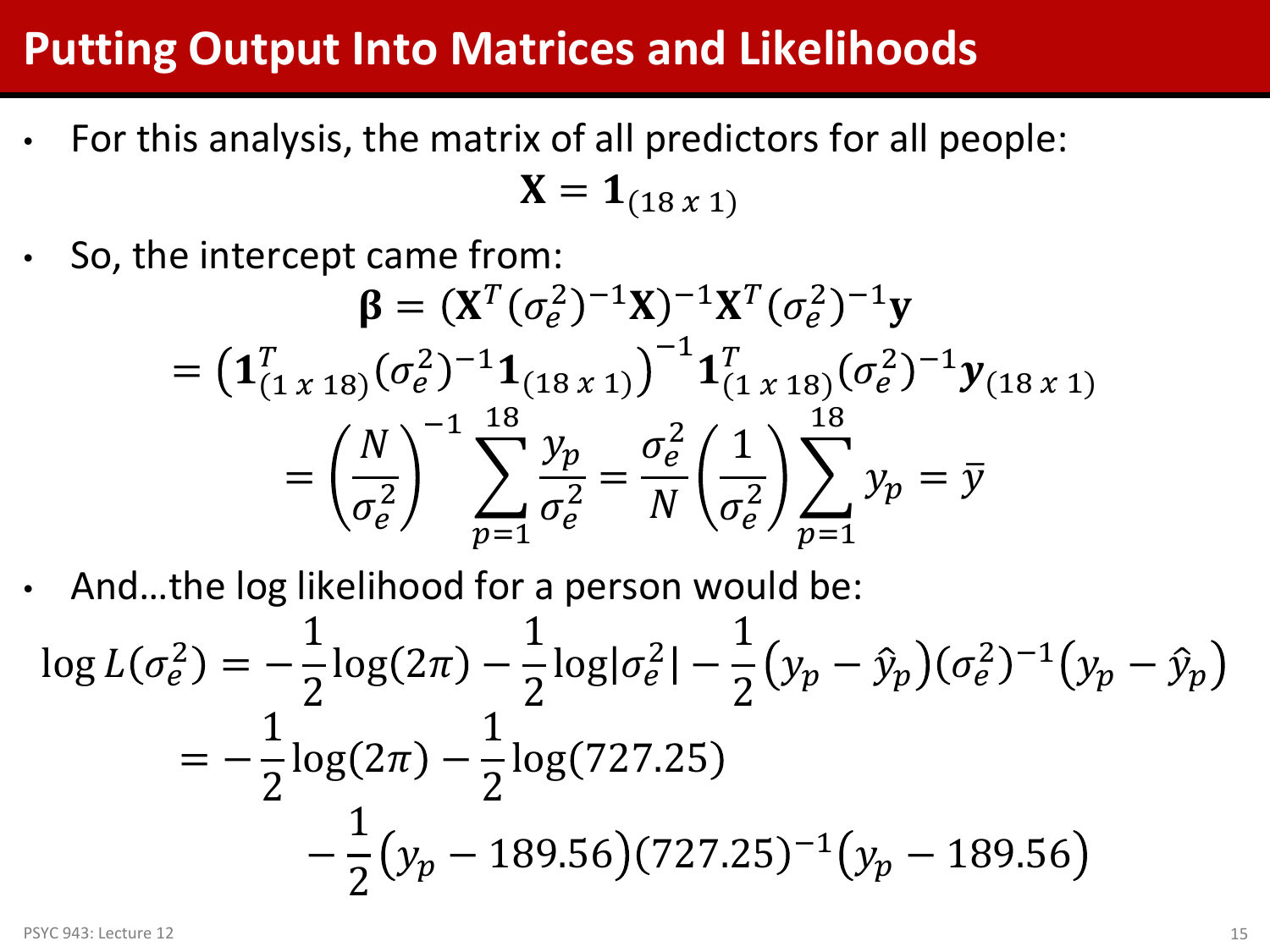# Putting Output Into Matrices and Likelihoods

- For this analysis, the matrix of all predictors for all people:

$$\mathbf{X} = \mathbf{1}_{(18\;x\;1)}$$

- So, the intercept came from:

$$\boldsymbol{\beta} = (\mathbf{X}^T(\sigma_e^2)^{-1}\mathbf{X})^{-1}\mathbf{X}^T(\sigma_e^2)^{-1}\mathbf{y}$$

$$= \left(\mathbf{1}_{(1\;x\;18)}^T(\sigma_e^2)^{-1}\mathbf{1}_{(18\;x\;1)}\right)^{-1}\mathbf{1}_{(1\;x\;18)}^T(\sigma_e^2)^{-1}\boldsymbol{y}_{(18\;x\;1)}$$

$$= \left(\frac{N}{\sigma_e^2}\right)^{-1}\sum_{p=1}^{18}\frac{y_p}{\sigma_e^2} = \frac{\sigma_e^2}{N}\left(\frac{1}{\sigma_e^2}\right)\sum_{p=1}^{18}y_p = \bar{y}$$

- And…the log likelihood for a person would be:

$$\log L(\sigma_e^2) = -\frac{1}{2}\log(2\pi) - \frac{1}{2}\log|\sigma_e^2| - \frac{1}{2}\left(y_p - \hat{y}_p\right)(\sigma_e^2)^{-1}\left(y_p - \hat{y}_p\right)$$

$$= -\frac{1}{2}\log(2\pi) - \frac{1}{2}\log(727.25)$$

$$- \frac{1}{2}\left(y_p - 189.56\right)(727.25)^{-1}\left(y_p - 189.56\right)$$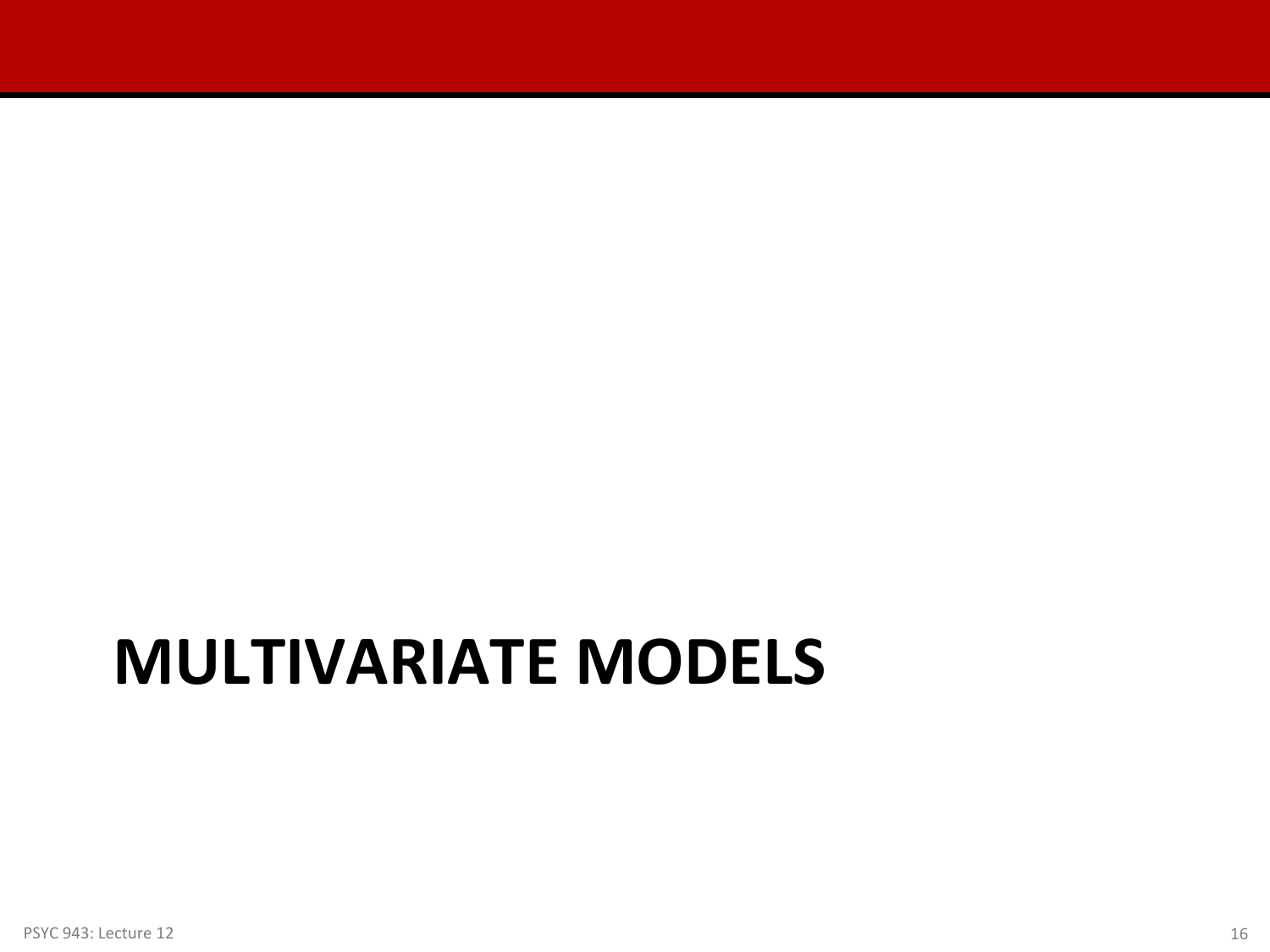# MULTIVARIATE MODELS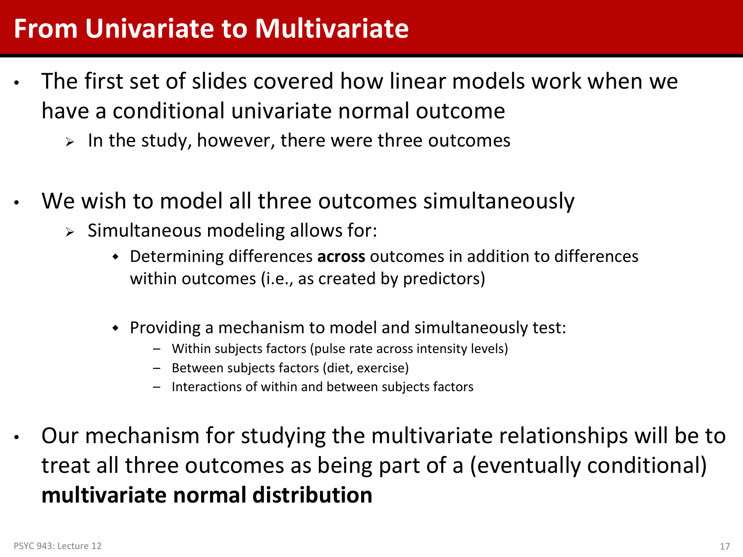# From Univariate to Multivariate

- The first set of slides covered how linear models work when we have a conditional univariate normal outcome
  - In the study, however, there were three outcomes

- We wish to model all three outcomes simultaneously
  - Simultaneous modeling allows for:
    - Determining differences **across** outcomes in addition to differences within outcomes (i.e., as created by predictors)
    - Providing a mechanism to model and simultaneously test:
      - Within subjects factors (pulse rate across intensity levels)
      - Between subjects factors (diet, exercise)
      - Interactions of within and between subjects factors

- Our mechanism for studying the multivariate relationships will be to treat all three outcomes as being part of a (eventually conditional) **multivariate normal distribution**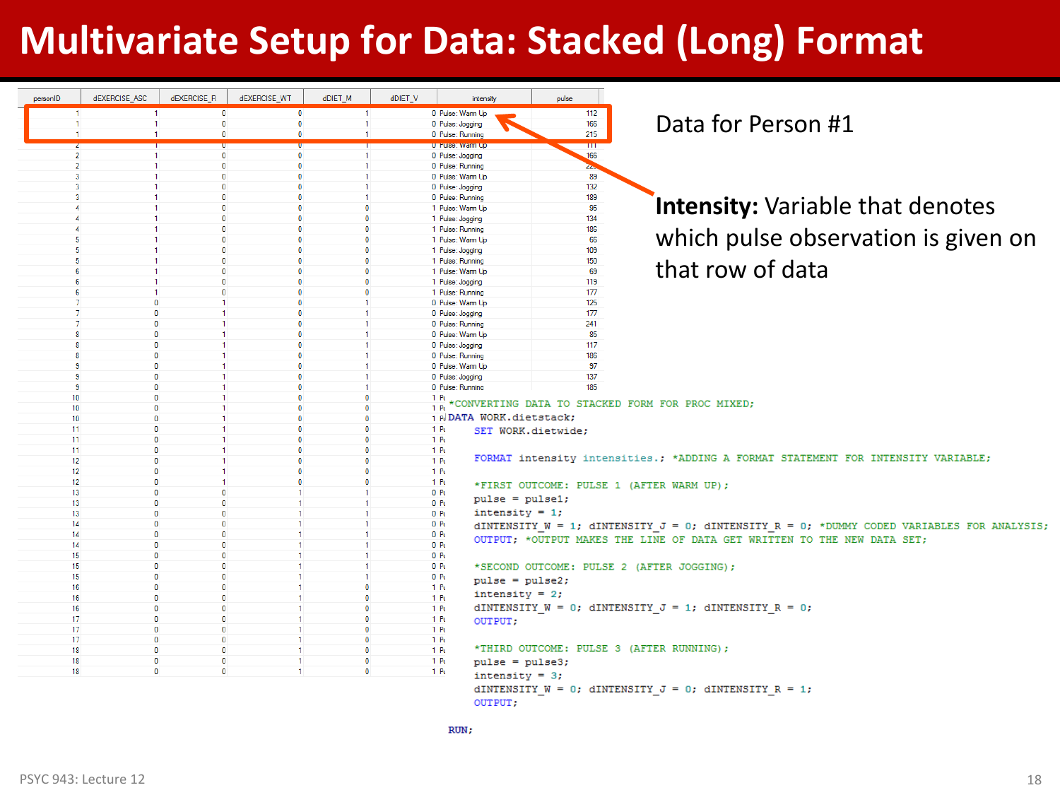# Multivariate Setup for Data: Stacked (Long) Format

| personID | dEXERCISE_ASC | dEXERCISE_R | dEXERCISE_WT | dDIET_M | dDIET_V | intensity | pulse |
|---|---|---|---|---|---|---|---|
| 1 | 1 | 0 | 0 | 1 | 0 | Pulse: Warm Up | 112 |
| 1 | 1 | 0 | 0 | 1 | 0 | Pulse: Jogging | 166 |
| 1 | 1 | 0 | 0 | 1 | 0 | Pulse: Running | 215 |
| 2 | 1 | 0 | 0 | 1 | 0 | Pulse: Warm Up | 111 |
| 2 | 1 | 0 | 0 | 1 | 0 | Pulse: Jogging | 166 |
| 2 | 1 | 0 | 0 | 1 | 0 | Pulse: Running | 22 |
| 3 | 1 | 0 | 0 | 1 | 0 | Pulse: Warm Up | 89 |
| 3 | 1 | 0 | 0 | 1 | 0 | Pulse: Jogging | 132 |
| 3 | 1 | 0 | 0 | 1 | 0 | Pulse: Running | 189 |
| 4 | 1 | 0 | 0 | 0 | 1 | Pulse: Warm Up | 95 |
| 4 | 1 | 0 | 0 | 0 | 1 | Pulse: Jogging | 134 |
| 4 | 1 | 0 | 0 | 0 | 1 | Pulse: Running | 186 |
| 5 | 1 | 0 | 0 | 0 | 1 | Pulse: Warm Up | 66 |
| 5 | 1 | 0 | 0 | 0 | 1 | Pulse: Jogging | 109 |
| 5 | 1 | 0 | 0 | 0 | 1 | Pulse: Running | 150 |
| 6 | 1 | 0 | 0 | 0 | 1 | Pulse: Warm Up | 69 |
| 6 | 1 | 0 | 0 | 0 | 1 | Pulse: Jogging | 119 |
| 6 | 1 | 0 | 0 | 0 | 1 | Pulse: Running | 177 |
| 7 | 0 | 1 | 0 | 1 | 0 | Pulse: Warm Up | 125 |
| 7 | 0 | 1 | 0 | 1 | 0 | Pulse: Jogging | 177 |
| 7 | 0 | 1 | 0 | 1 | 0 | Pulse: Running | 241 |
| 8 | 0 | 1 | 0 | 1 | 0 | Pulse: Warm Up | 85 |
| 8 | 0 | 1 | 0 | 1 | 0 | Pulse: Jogging | 117 |
| 8 | 0 | 1 | 0 | 1 | 0 | Pulse: Running | 186 |
| 9 | 0 | 1 | 0 | 1 | 0 | Pulse: Warm Up | 97 |
| 9 | 0 | 1 | 0 | 1 | 0 | Pulse: Jogging | 137 |
| 9 | 0 | 1 | 0 | 1 | 0 | Pulse: Running | 185 |
| 10 | 0 | 1 | 0 | 0 | 1 | Pu | |
| 10 | 0 | 1 | 0 | 0 | 1 | Pu | |
| 10 | 0 | 1 | 0 | 0 | 1 | Pu | |
| 11 | 0 | 1 | 0 | 0 | 1 | Pu | |
| 11 | 0 | 1 | 0 | 0 | 1 | Pu | |
| 11 | 0 | 1 | 0 | 0 | 1 | Pu | |
| 12 | 0 | 1 | 0 | 0 | 1 | Pu | |
| 12 | 0 | 1 | 0 | 0 | 1 | Pu | |
| 12 | 0 | 1 | 0 | 0 | 1 | Pu | |
| 13 | 0 | 0 | 1 | 1 | 0 | Pu | |
| 13 | 0 | 0 | 1 | 1 | 0 | Pu | |
| 13 | 0 | 0 | 1 | 1 | 0 | Pu | |
| 14 | 0 | 0 | 1 | 1 | 0 | Pu | |
| 14 | 0 | 0 | 1 | 1 | 0 | Pu | |
| 14 | 0 | 0 | 1 | 1 | 0 | Pu | |
| 15 | 0 | 0 | 1 | 1 | 0 | Pu | |
| 15 | 0 | 0 | 1 | 1 | 0 | Pu | |
| 15 | 0 | 0 | 1 | 1 | 0 | Pu | |
| 16 | 0 | 0 | 1 | 0 | 1 | Pu | |
| 16 | 0 | 0 | 1 | 0 | 1 | Pu | |
| 16 | 0 | 0 | 1 | 0 | 1 | Pu | |
| 17 | 0 | 0 | 1 | 0 | 1 | Pu | |
| 17 | 0 | 0 | 1 | 0 | 1 | Pu | |
| 17 | 0 | 0 | 1 | 0 | 1 | Pu | |
| 18 | 0 | 0 | 1 | 0 | 1 | Pu | |
| 18 | 0 | 0 | 1 | 0 | 1 | Pu | |
| 18 | 0 | 0 | 1 | 0 | 1 | Pu | |

Data for Person #1

**Intensity:** Variable that denotes which pulse observation is given on that row of data

```
*CONVERTING DATA TO STACKED FORM FOR PROC MIXED;
DATA WORK.dietstack;
     SET WORK.dietwide;

     FORMAT intensity intensities.; *ADDING A FORMAT STATEMENT FOR INTENSITY VARIABLE;

     *FIRST OUTCOME: PULSE 1 (AFTER WARM UP);
     pulse = pulse1;
     intensity = 1;
     dINTENSITY_W = 1; dINTENSITY_J = 0; dINTENSITY_R = 0; *DUMMY CODED VARIABLES FOR ANALYSIS;
     OUTPUT; *OUTPUT MAKES THE LINE OF DATA GET WRITTEN TO THE NEW DATA SET;

     *SECOND OUTCOME: PULSE 2 (AFTER JOGGING);
     pulse = pulse2;
     intensity = 2;
     dINTENSITY_W = 0; dINTENSITY_J = 1; dINTENSITY_R = 0;
     OUTPUT;

     *THIRD OUTCOME: PULSE 3 (AFTER RUNNING);
     pulse = pulse3;
     intensity = 3;
     dINTENSITY_W = 0; dINTENSITY_J = 0; dINTENSITY_R = 1;
     OUTPUT;

RUN;
```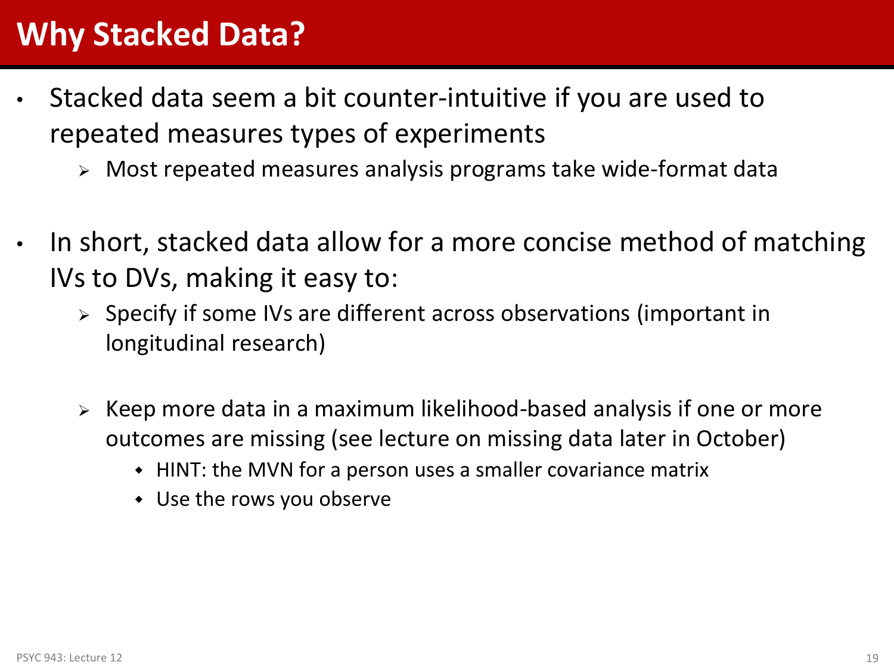# Why Stacked Data?

- Stacked data seem a bit counter-intuitive if you are used to repeated measures types of experiments
  - Most repeated measures analysis programs take wide-format data

- In short, stacked data allow for a more concise method of matching IVs to DVs, making it easy to:
  - Specify if some IVs are different across observations (important in longitudinal research)
  - Keep more data in a maximum likelihood-based analysis if one or more outcomes are missing (see lecture on missing data later in October)
    - HINT: the MVN for a person uses a smaller covariance matrix
    - Use the rows you observe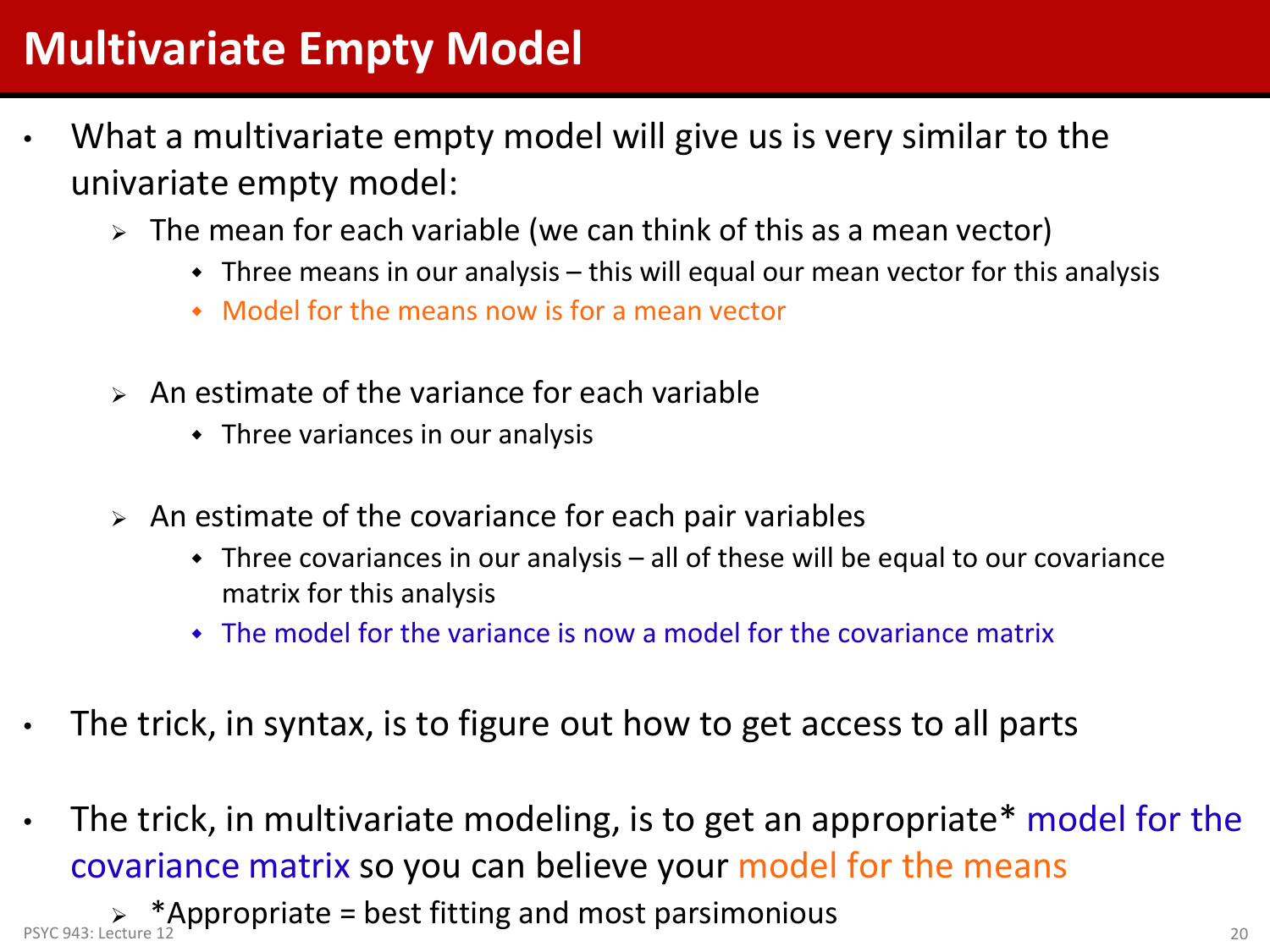# Multivariate Empty Model

- What a multivariate empty model will give us is very similar to the univariate empty model:
  - The mean for each variable (we can think of this as a mean vector)
    - Three means in our analysis – this will equal our mean vector for this analysis
    - Model for the means now is for a mean vector
  - An estimate of the variance for each variable
    - Three variances in our analysis
  - An estimate of the covariance for each pair variables
    - Three covariances in our analysis – all of these will be equal to our covariance matrix for this analysis
    - The model for the variance is now a model for the covariance matrix
- The trick, in syntax, is to figure out how to get access to all parts
- The trick, in multivariate modeling, is to get an appropriate* model for the covariance matrix so you can believe your model for the means
  - *Appropriate = best fitting and most parsimonious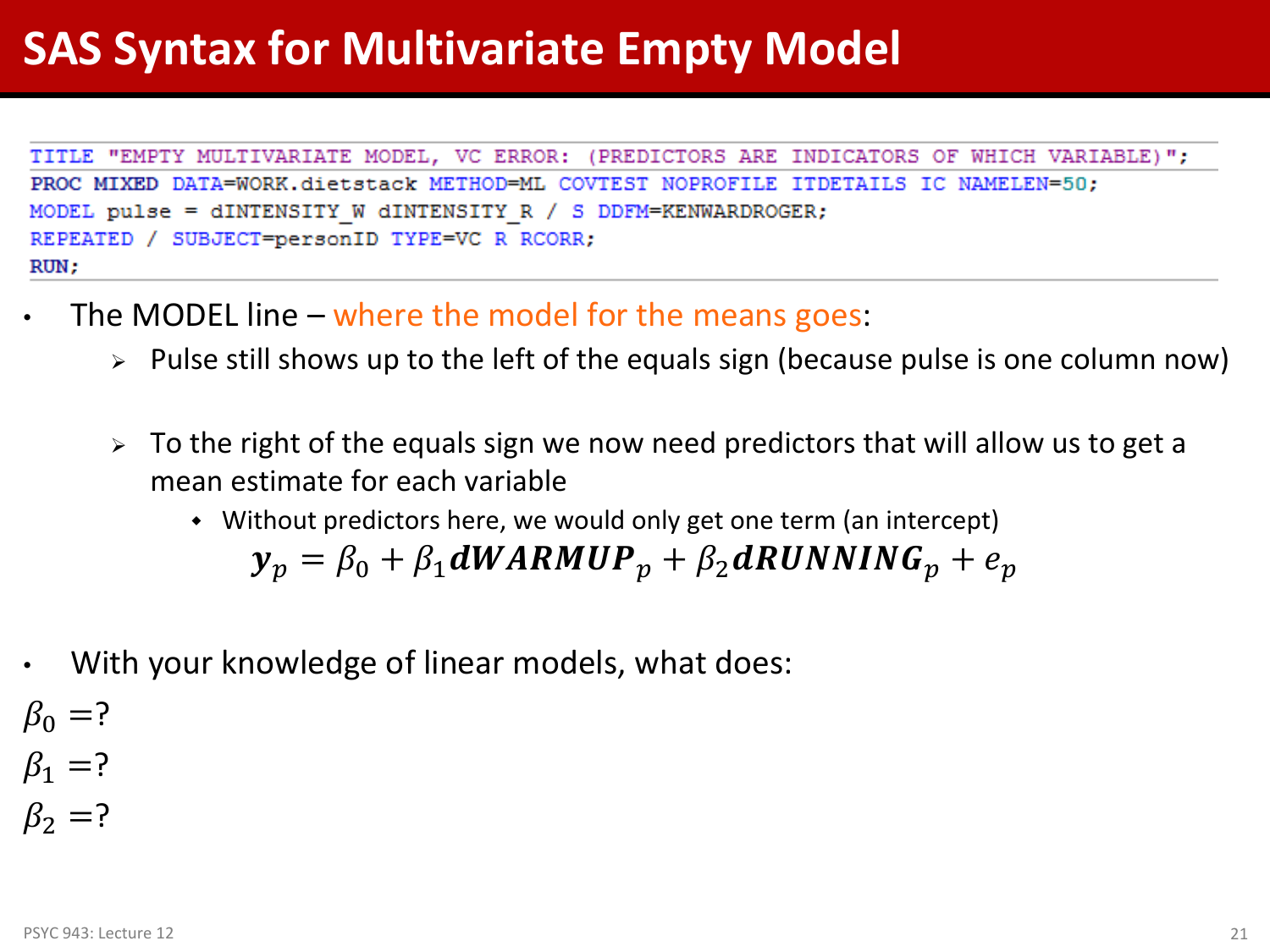# SAS Syntax for Multivariate Empty Model

```
TITLE "EMPTY MULTIVARIATE MODEL, VC ERROR: (PREDICTORS ARE INDICATORS OF WHICH VARIABLE)";
PROC MIXED DATA=WORK.dietstack METHOD=ML COVTEST NOPROFILE ITDETAILS IC NAMELEN=50;
MODEL pulse = dINTENSITY_W dINTENSITY_R / S DDFM=KENWARDROGER;
REPEATED / SUBJECT=personID TYPE=VC R RCORR;
RUN;
```

- The MODEL line – where the model for the means goes:
  - Pulse still shows up to the left of the equals sign (because pulse is one column now)
  - To the right of the equals sign we now need predictors that will allow us to get a mean estimate for each variable
    - Without predictors here, we would only get one term (an intercept)

$$\boldsymbol{y}_p = \beta_0 + \beta_1 \boldsymbol{dWARMUP}_p + \beta_2 \boldsymbol{dRUNNING}_p + e_p$$

- With your knowledge of linear models, what does:

$\beta_0 = ?$

$\beta_1 = ?$

$\beta_2 = ?$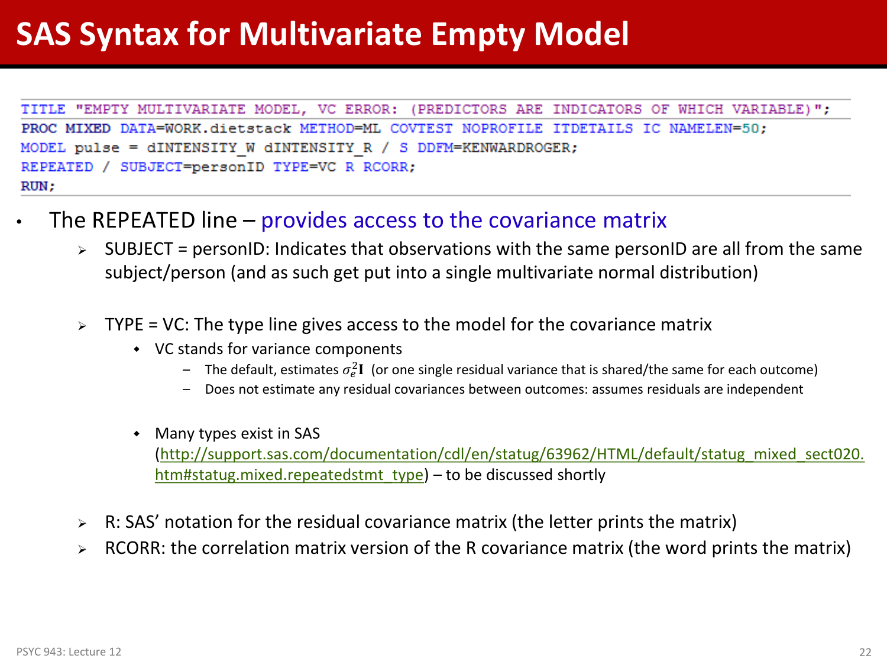# SAS Syntax for Multivariate Empty Model

```
TITLE "EMPTY MULTIVARIATE MODEL, VC ERROR: (PREDICTORS ARE INDICATORS OF WHICH VARIABLE)";
PROC MIXED DATA=WORK.dietstack METHOD=ML COVTEST NOPROFILE ITDETAILS IC NAMELEN=50;
MODEL pulse = dINTENSITY_W dINTENSITY_R / S DDFM=KENWARDROGER;
REPEATED / SUBJECT=personID TYPE=VC R RCORR;
RUN;
```

- The REPEATED line – provides access to the covariance matrix
  - SUBJECT = personID: Indicates that observations with the same personID are all from the same subject/person (and as such get put into a single multivariate normal distribution)
  - TYPE = VC: The type line gives access to the model for the covariance matrix
    - VC stands for variance components
      - The default, estimates $\sigma_e^2 \mathbf{I}$ (or one single residual variance that is shared/the same for each outcome)
      - Does not estimate any residual covariances between outcomes: assumes residuals are independent
    - Many types exist in SAS (http://support.sas.com/documentation/cdl/en/statug/63962/HTML/default/statug_mixed_sect020.htm#statug.mixed.repeatedstmt_type) – to be discussed shortly
  - R: SAS' notation for the residual covariance matrix (the letter prints the matrix)
  - RCORR: the correlation matrix version of the R covariance matrix (the word prints the matrix)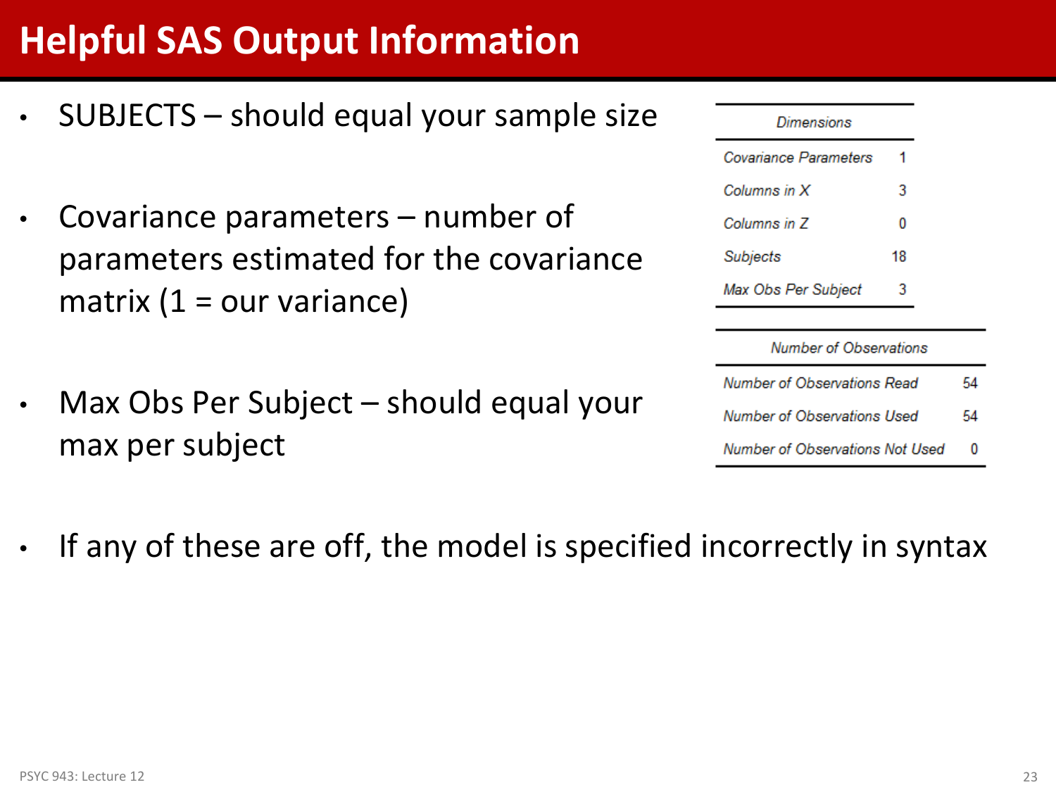# Helpful SAS Output Information

- SUBJECTS – should equal your sample size
- Covariance parameters – number of parameters estimated for the covariance matrix (1 = our variance)
- Max Obs Per Subject – should equal your max per subject

| Dimensions | |
|---|---|
| Covariance Parameters | 1 |
| Columns in X | 3 |
| Columns in Z | 0 |
| Subjects | 18 |
| Max Obs Per Subject | 3 |

| Number of Observations | |
|---|---|
| Number of Observations Read | 54 |
| Number of Observations Used | 54 |
| Number of Observations Not Used | 0 |

- If any of these are off, the model is specified incorrectly in syntax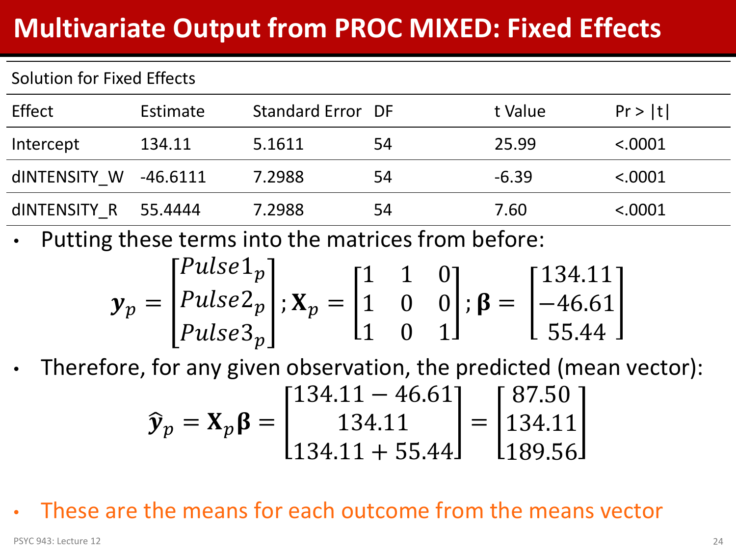# Multivariate Output from PROC MIXED: Fixed Effects

Solution for Fixed Effects

| Effect | Estimate | Standard Error | DF | t Value | Pr > \|t\| |
|---|---|---|---|---|---|
| Intercept | 134.11 | 5.1611 | 54 | 25.99 | <.0001 |
| dINTENSITY_W | -46.6111 | 7.2988 | 54 | -6.39 | <.0001 |
| dINTENSITY_R | 55.4444 | 7.2988 | 54 | 7.60 | <.0001 |

- Putting these terms into the matrices from before:

$$\boldsymbol{y}_p = \begin{bmatrix} Pulse1_p \\ Pulse2_p \\ Pulse3_p \end{bmatrix}; \mathbf{X}_p = \begin{bmatrix} 1 & 1 & 0 \\ 1 & 0 & 0 \\ 1 & 0 & 1 \end{bmatrix}; \boldsymbol{\beta} = \begin{bmatrix} 134.11 \\ -46.61 \\ 55.44 \end{bmatrix}$$

- Therefore, for any given observation, the predicted (mean vector):

$$\hat{\boldsymbol{y}}_p = \mathbf{X}_p\boldsymbol{\beta} = \begin{bmatrix} 134.11 - 46.61 \\ 134.11 \\ 134.11 + 55.44 \end{bmatrix} = \begin{bmatrix} 87.50 \\ 134.11 \\ 189.56 \end{bmatrix}$$

- These are the means for each outcome from the means vector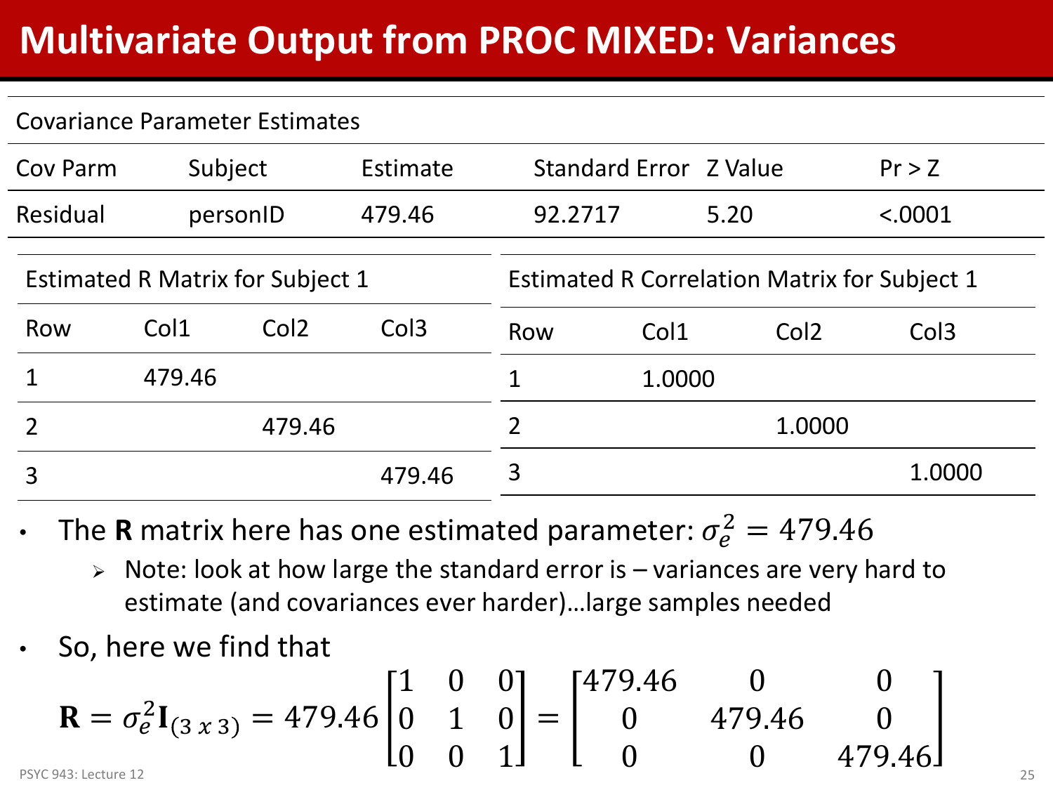# Multivariate Output from PROC MIXED: Variances

Covariance Parameter Estimates

| Cov Parm | Subject | Estimate | Standard Error | Z Value | Pr > Z |
|---|---|---|---|---|---|
| Residual | personID | 479.46 | 92.2717 | 5.20 | <.0001 |

Estimated R Matrix for Subject 1

| Row | Col1 | Col2 | Col3 |
|---|---|---|---|
| 1 | 479.46 | | |
| 2 | | 479.46 | |
| 3 | | | 479.46 |

Estimated R Correlation Matrix for Subject 1

| Row | Col1 | Col2 | Col3 |
|---|---|---|---|
| 1 | 1.0000 | | |
| 2 | | 1.0000 | |
| 3 | | | 1.0000 |

- The **R** matrix here has one estimated parameter: $\sigma_e^2 = 479.46$
  - Note: look at how large the standard error is – variances are very hard to estimate (and covariances ever harder)…large samples needed
- So, here we find that

$$\mathbf{R} = \sigma_e^2 \mathbf{I}_{(3\,x\,3)} = 479.46 \begin{bmatrix} 1 & 0 & 0 \\ 0 & 1 & 0 \\ 0 & 0 & 1 \end{bmatrix} = \begin{bmatrix} 479.46 & 0 & 0 \\ 0 & 479.46 & 0 \\ 0 & 0 & 479.46 \end{bmatrix}$$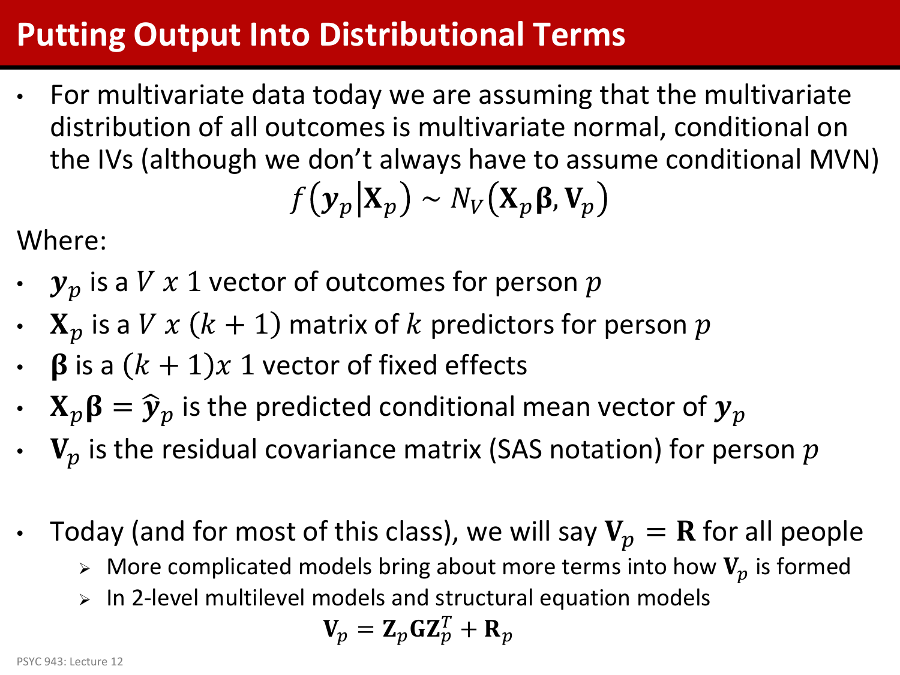# Putting Output Into Distributional Terms

- For multivariate data today we are assuming that the multivariate distribution of all outcomes is multivariate normal, conditional on the IVs (although we don't always have to assume conditional MVN)

$$f\left(\boldsymbol{y}_p \middle| \mathbf{X}_p\right) \sim N_V\left(\mathbf{X}_p\boldsymbol{\beta}, \mathbf{V}_p\right)$$

Where:

- $\boldsymbol{y}_p$ is a $V\ x\ 1$ vector of outcomes for person $p$
- $\mathbf{X}_p$ is a $V\ x\ (k+1)$ matrix of $k$ predictors for person $p$
- $\boldsymbol{\beta}$ is a $(k+1)x\ 1$ vector of fixed effects
- $\mathbf{X}_p\boldsymbol{\beta} = \widehat{\boldsymbol{y}}_p$ is the predicted conditional mean vector of $\boldsymbol{y}_p$
- $\mathbf{V}_p$ is the residual covariance matrix (SAS notation) for person $p$

- Today (and for most of this class), we will say $\mathbf{V}_p = \mathbf{R}$ for all people
  - More complicated models bring about more terms into how $\mathbf{V}_p$ is formed
  - In 2-level multilevel models and structural equation models

$$\mathbf{V}_p = \mathbf{Z}_p\mathbf{G}\mathbf{Z}_p^T + \mathbf{R}_p$$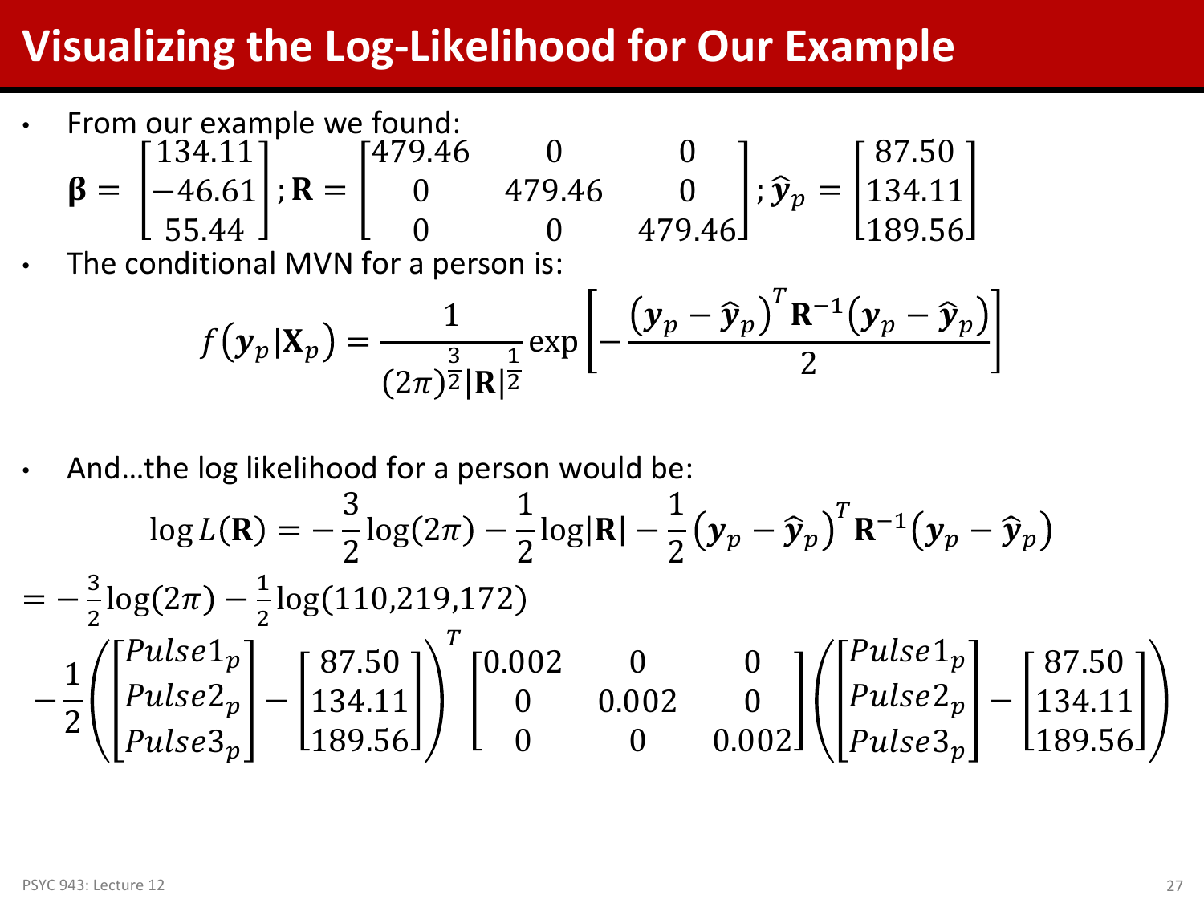# Visualizing the Log-Likelihood for Our Example

- From our example we found:

$$\boldsymbol{\beta} = \begin{bmatrix} 134.11 \\ -46.61 \\ 55.44 \end{bmatrix}; \mathbf{R} = \begin{bmatrix} 479.46 & 0 & 0 \\ 0 & 479.46 & 0 \\ 0 & 0 & 479.46 \end{bmatrix}; \hat{\boldsymbol{y}}_p = \begin{bmatrix} 87.50 \\ 134.11 \\ 189.56 \end{bmatrix}$$

- The conditional MVN for a person is:

$$f\left(\boldsymbol{y}_p | \mathbf{X}_p\right) = \frac{1}{(2\pi)^{\frac{3}{2}} |\mathbf{R}|^{\frac{1}{2}}} \exp\left[-\frac{\left(\boldsymbol{y}_p - \hat{\boldsymbol{y}}_p\right)^T \mathbf{R}^{-1} \left(\boldsymbol{y}_p - \hat{\boldsymbol{y}}_p\right)}{2}\right]$$

- And…the log likelihood for a person would be:

$$\log L(\mathbf{R}) = -\frac{3}{2}\log(2\pi) - \frac{1}{2}\log|\mathbf{R}| - \frac{1}{2}\left(\boldsymbol{y}_p - \hat{\boldsymbol{y}}_p\right)^T \mathbf{R}^{-1} \left(\boldsymbol{y}_p - \hat{\boldsymbol{y}}_p\right)$$

$$= -\frac{3}{2}\log(2\pi) - \frac{1}{2}\log(110{,}219{,}172)$$

$$-\frac{1}{2}\left(\begin{bmatrix} Pulse1_p \\ Pulse2_p \\ Pulse3_p \end{bmatrix} - \begin{bmatrix} 87.50 \\ 134.11 \\ 189.56 \end{bmatrix}\right)^T \begin{bmatrix} 0.002 & 0 & 0 \\ 0 & 0.002 & 0 \\ 0 & 0 & 0.002 \end{bmatrix} \left(\begin{bmatrix} Pulse1_p \\ Pulse2_p \\ Pulse3_p \end{bmatrix} - \begin{bmatrix} 87.50 \\ 134.11 \\ 189.56 \end{bmatrix}\right)$$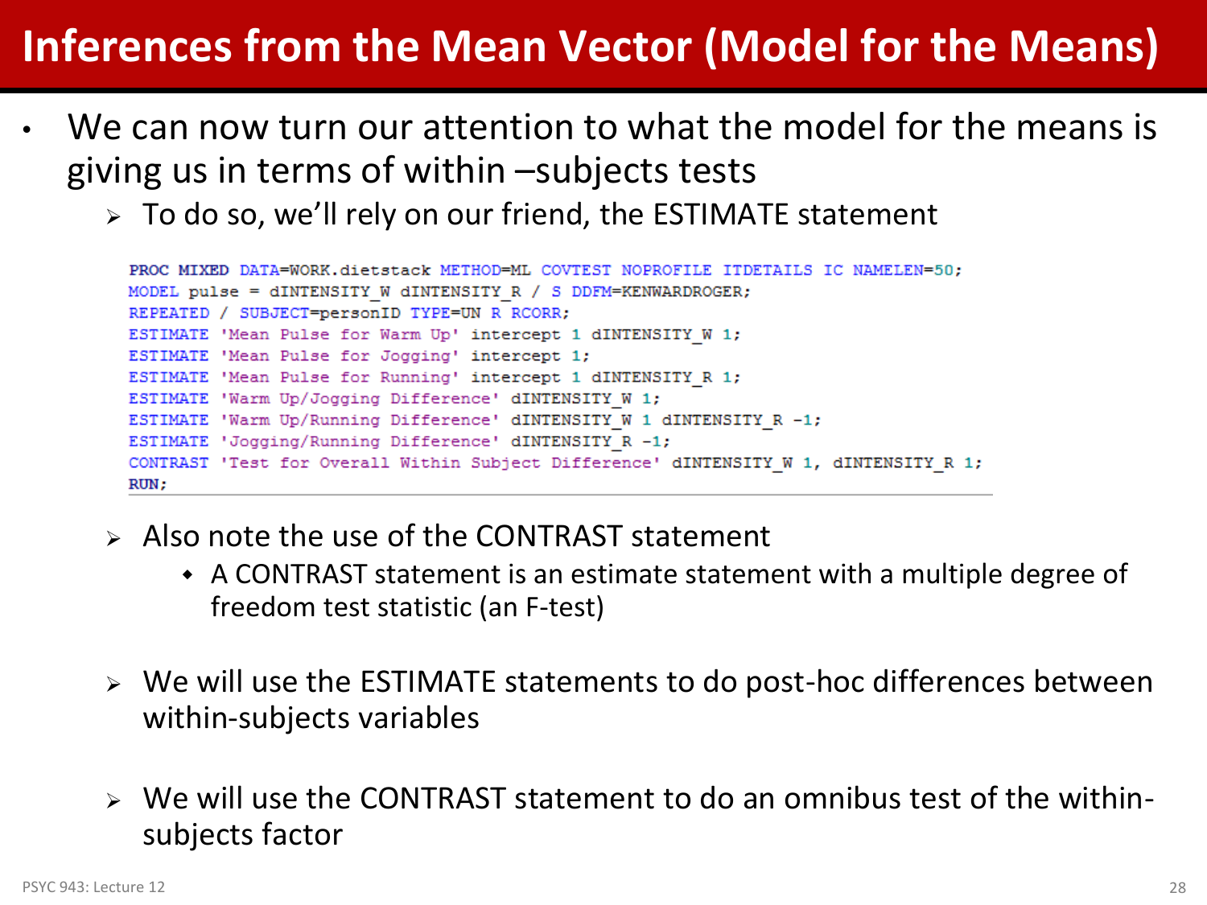# Inferences from the Mean Vector (Model for the Means)

- We can now turn our attention to what the model for the means is giving us in terms of within –subjects tests
  - To do so, we'll rely on our friend, the ESTIMATE statement

```
PROC MIXED DATA=WORK.dietstack METHOD=ML COVTEST NOPROFILE ITDETAILS IC NAMELEN=50;
MODEL pulse = dINTENSITY_W dINTENSITY_R / S DDFM=KENWARDROGER;
REPEATED / SUBJECT=personID TYPE=UN R RCORR;
ESTIMATE 'Mean Pulse for Warm Up' intercept 1 dINTENSITY_W 1;
ESTIMATE 'Mean Pulse for Jogging' intercept 1;
ESTIMATE 'Mean Pulse for Running' intercept 1 dINTENSITY_R 1;
ESTIMATE 'Warm Up/Jogging Difference' dINTENSITY_W 1;
ESTIMATE 'Warm Up/Running Difference' dINTENSITY_W 1 dINTENSITY_R -1;
ESTIMATE 'Jogging/Running Difference' dINTENSITY_R -1;
CONTRAST 'Test for Overall Within Subject Difference' dINTENSITY_W 1, dINTENSITY_R 1;
RUN;
```

  - Also note the use of the CONTRAST statement
    - A CONTRAST statement is an estimate statement with a multiple degree of freedom test statistic (an F-test)
  - We will use the ESTIMATE statements to do post-hoc differences between within-subjects variables
  - We will use the CONTRAST statement to do an omnibus test of the within-subjects factor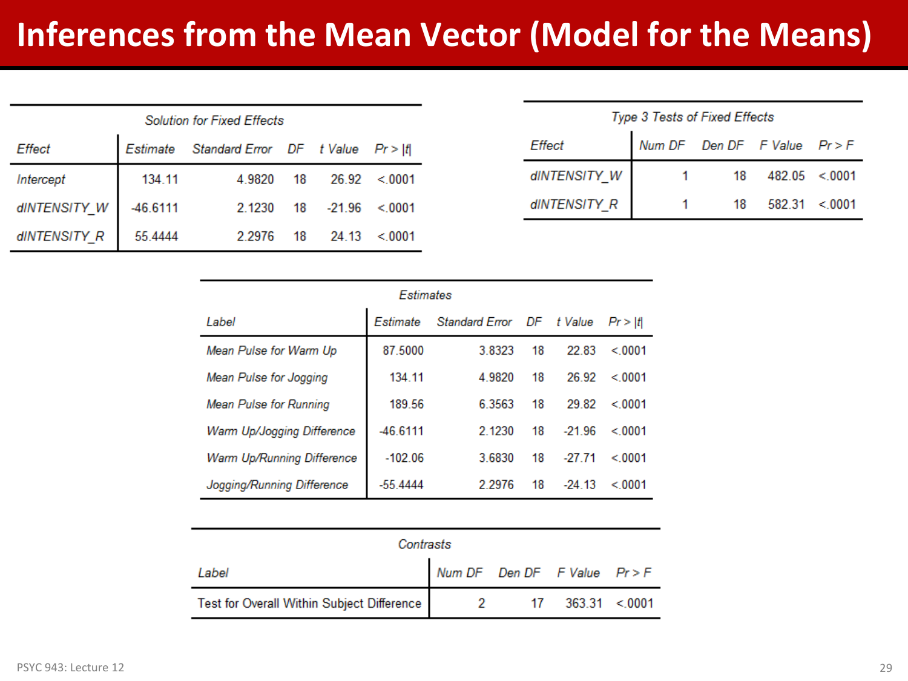# Inferences from the Mean Vector (Model for the Means)

**Solution for Fixed Effects**

| Effect | Estimate | Standard Error | DF | t Value | Pr > \|t\| |
|---|---|---|---|---|---|
| Intercept | 134.11 | 4.9820 | 18 | 26.92 | <.0001 |
| dINTENSITY_W | -46.6111 | 2.1230 | 18 | -21.96 | <.0001 |
| dINTENSITY_R | 55.4444 | 2.2976 | 18 | 24.13 | <.0001 |

**Type 3 Tests of Fixed Effects**

| Effect | Num DF | Den DF | F Value | Pr > F |
|---|---|---|---|---|
| dINTENSITY_W | 1 | 18 | 482.05 | <.0001 |
| dINTENSITY_R | 1 | 18 | 582.31 | <.0001 |

**Estimates**

| Label | Estimate | Standard Error | DF | t Value | Pr > \|t\| |
|---|---|---|---|---|---|
| Mean Pulse for Warm Up | 87.5000 | 3.8323 | 18 | 22.83 | <.0001 |
| Mean Pulse for Jogging | 134.11 | 4.9820 | 18 | 26.92 | <.0001 |
| Mean Pulse for Running | 189.56 | 6.3563 | 18 | 29.82 | <.0001 |
| Warm Up/Jogging Difference | -46.6111 | 2.1230 | 18 | -21.96 | <.0001 |
| Warm Up/Running Difference | -102.06 | 3.6830 | 18 | -27.71 | <.0001 |
| Jogging/Running Difference | -55.4444 | 2.2976 | 18 | -24.13 | <.0001 |

**Contrasts**

| Label | Num DF | Den DF | F Value | Pr > F |
|---|---|---|---|---|
| Test for Overall Within Subject Difference | 2 | 17 | 363.31 | <.0001 |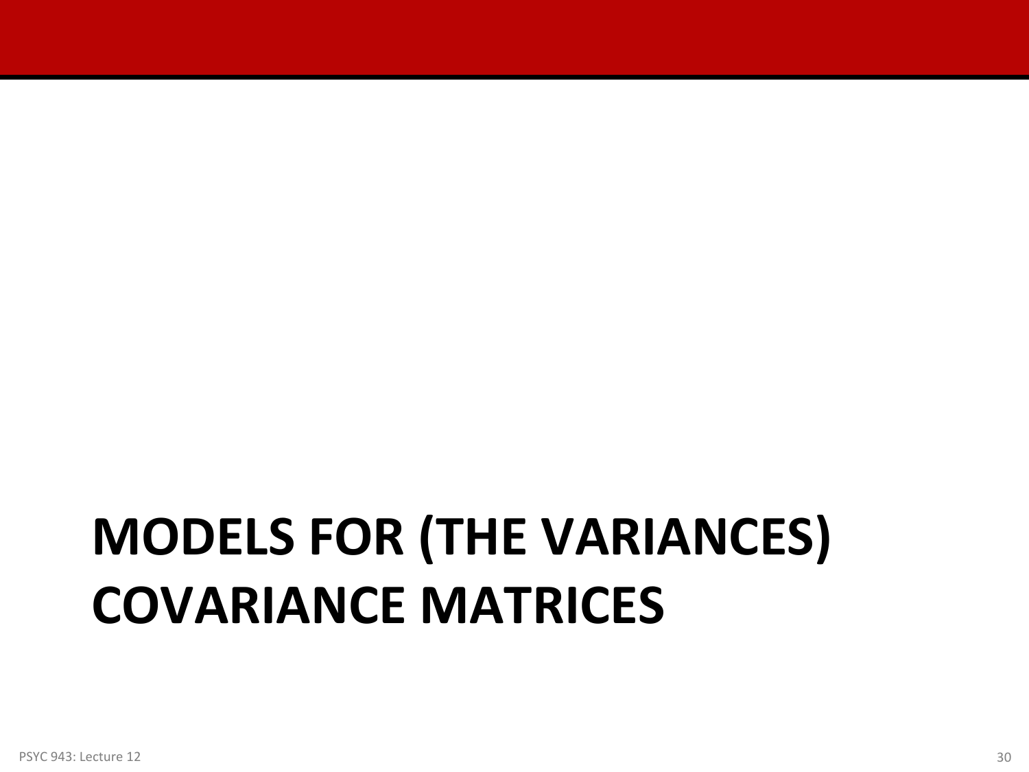# MODELS FOR (THE VARIANCES) COVARIANCE MATRICES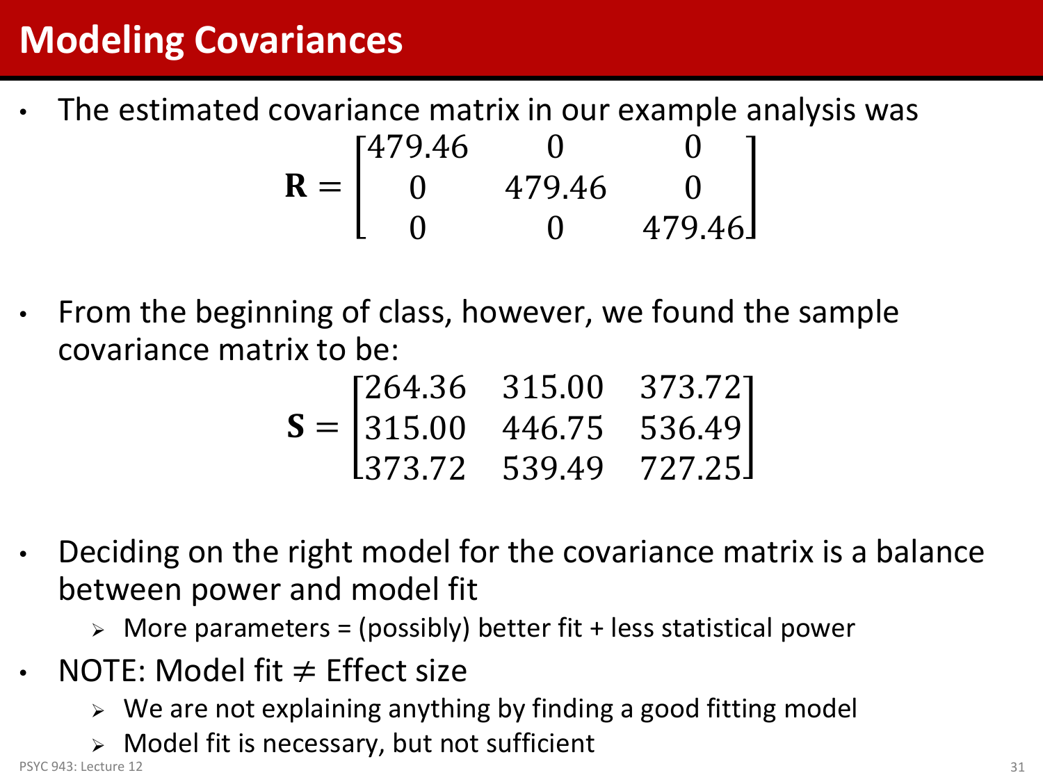# Modeling Covariances

- The estimated covariance matrix in our example analysis was

$$\mathbf{R} = \begin{bmatrix} 479.46 & 0 & 0 \\ 0 & 479.46 & 0 \\ 0 & 0 & 479.46 \end{bmatrix}$$

- From the beginning of class, however, we found the sample covariance matrix to be:

$$\mathbf{S} = \begin{bmatrix} 264.36 & 315.00 & 373.72 \\ 315.00 & 446.75 & 536.49 \\ 373.72 & 539.49 & 727.25 \end{bmatrix}$$

- Deciding on the right model for the covariance matrix is a balance between power and model fit
  - More parameters = (possibly) better fit + less statistical power
- NOTE: Model fit $\neq$ Effect size
  - We are not explaining anything by finding a good fitting model
  - Model fit is necessary, but not sufficient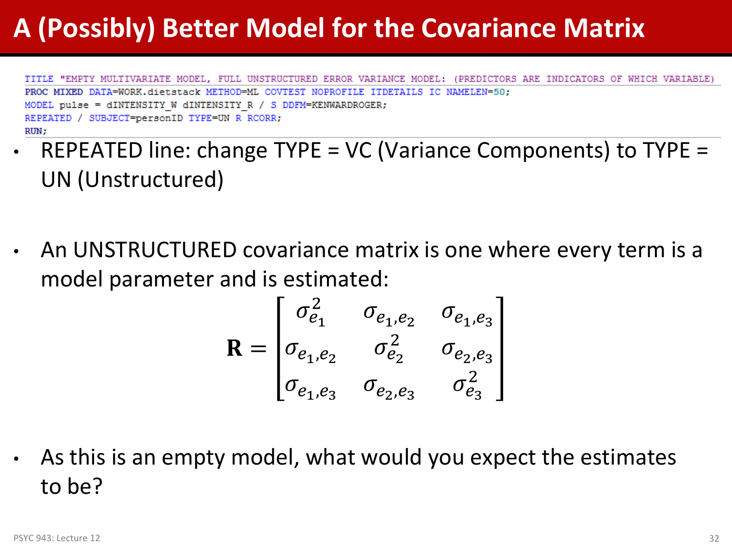# A (Possibly) Better Model for the Covariance Matrix

```
TITLE "EMPTY MULTIVARIATE MODEL, FULL UNSTRUCTURED ERROR VARIANCE MODEL: (PREDICTORS ARE INDICATORS OF WHICH VARIABLE)
PROC MIXED DATA=WORK.dietstack METHOD=ML COVTEST NOPROFILE ITDETAILS IC NAMELEN=50;
MODEL pulse = dINTENSITY_W dINTENSITY_R / S DDFM=KENWARDROGER;
REPEATED / SUBJECT=personID TYPE=UN R RCORR;
RUN;
```

- REPEATED line: change TYPE = VC (Variance Components) to TYPE = UN (Unstructured)

- An UNSTRUCTURED covariance matrix is one where every term is a model parameter and is estimated:

$$\mathbf{R} = \begin{bmatrix} \sigma^2_{e_1} & \sigma_{e_1,e_2} & \sigma_{e_1,e_3} \\ \sigma_{e_1,e_2} & \sigma^2_{e_2} & \sigma_{e_2,e_3} \\ \sigma_{e_1,e_3} & \sigma_{e_2,e_3} & \sigma^2_{e_3} \end{bmatrix}$$

- As this is an empty model, what would you expect the estimates to be?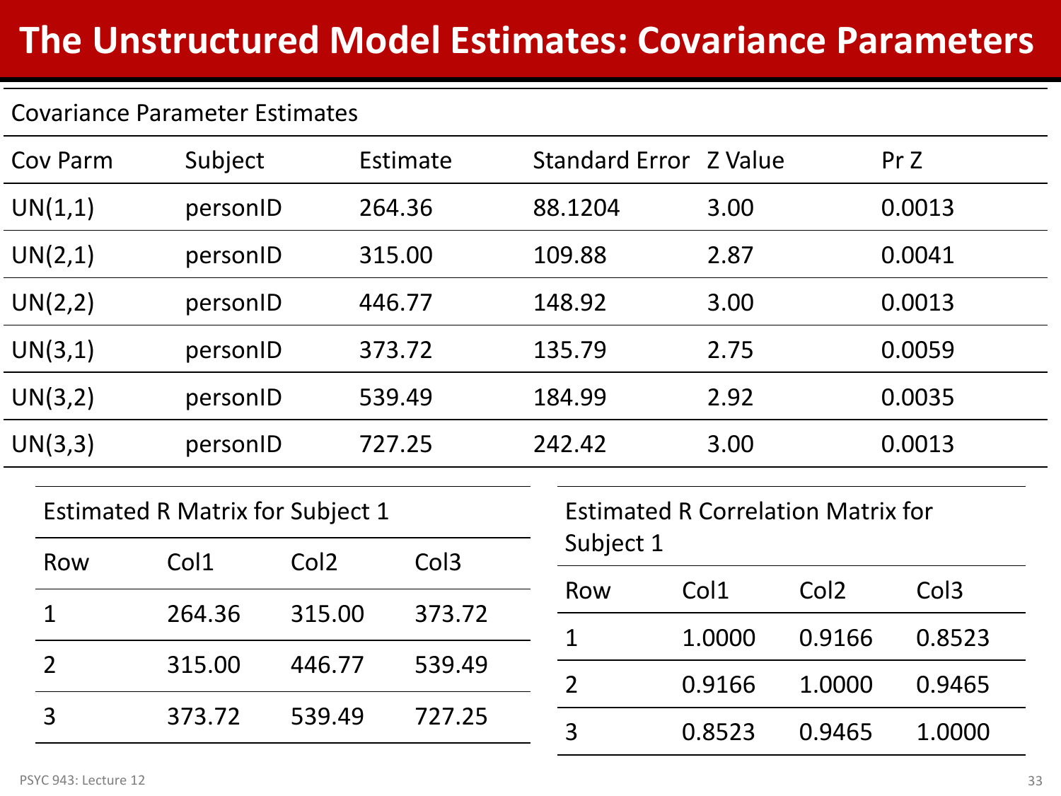# The Unstructured Model Estimates: Covariance Parameters

Covariance Parameter Estimates

| Cov Parm | Subject | Estimate | Standard Error | Z Value | Pr Z |
|---|---|---|---|---|---|
| UN(1,1) | personID | 264.36 | 88.1204 | 3.00 | 0.0013 |
| UN(2,1) | personID | 315.00 | 109.88 | 2.87 | 0.0041 |
| UN(2,2) | personID | 446.77 | 148.92 | 3.00 | 0.0013 |
| UN(3,1) | personID | 373.72 | 135.79 | 2.75 | 0.0059 |
| UN(3,2) | personID | 539.49 | 184.99 | 2.92 | 0.0035 |
| UN(3,3) | personID | 727.25 | 242.42 | 3.00 | 0.0013 |

Estimated R Matrix for Subject 1

| Row | Col1 | Col2 | Col3 |
|---|---|---|---|
| 1 | 264.36 | 315.00 | 373.72 |
| 2 | 315.00 | 446.77 | 539.49 |
| 3 | 373.72 | 539.49 | 727.25 |

Estimated R Correlation Matrix for Subject 1

| Row | Col1 | Col2 | Col3 |
|---|---|---|---|
| 1 | 1.0000 | 0.9166 | 0.8523 |
| 2 | 0.9166 | 1.0000 | 0.9465 |
| 3 | 0.8523 | 0.9465 | 1.0000 |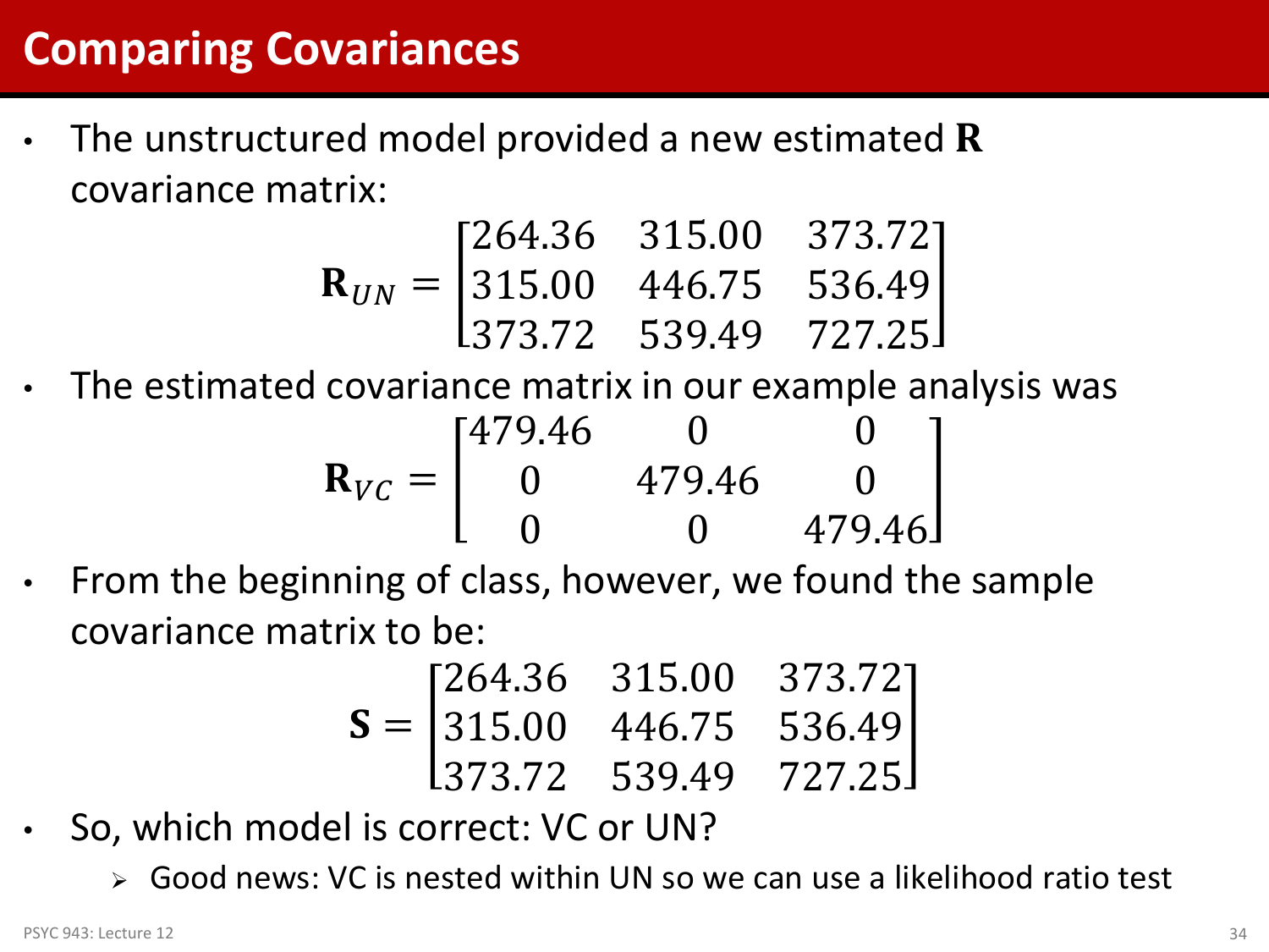# Comparing Covariances

- The unstructured model provided a new estimated $\mathbf{R}$ covariance matrix:

$$\mathbf{R}_{UN} = \begin{bmatrix} 264.36 & 315.00 & 373.72 \\ 315.00 & 446.75 & 536.49 \\ 373.72 & 539.49 & 727.25 \end{bmatrix}$$

- The estimated covariance matrix in our example analysis was

$$\mathbf{R}_{VC} = \begin{bmatrix} 479.46 & 0 & 0 \\ 0 & 479.46 & 0 \\ 0 & 0 & 479.46 \end{bmatrix}$$

- From the beginning of class, however, we found the sample covariance matrix to be:

$$\mathbf{S} = \begin{bmatrix} 264.36 & 315.00 & 373.72 \\ 315.00 & 446.75 & 536.49 \\ 373.72 & 539.49 & 727.25 \end{bmatrix}$$

- So, which model is correct: VC or UN?
  - Good news: VC is nested within UN so we can use a likelihood ratio test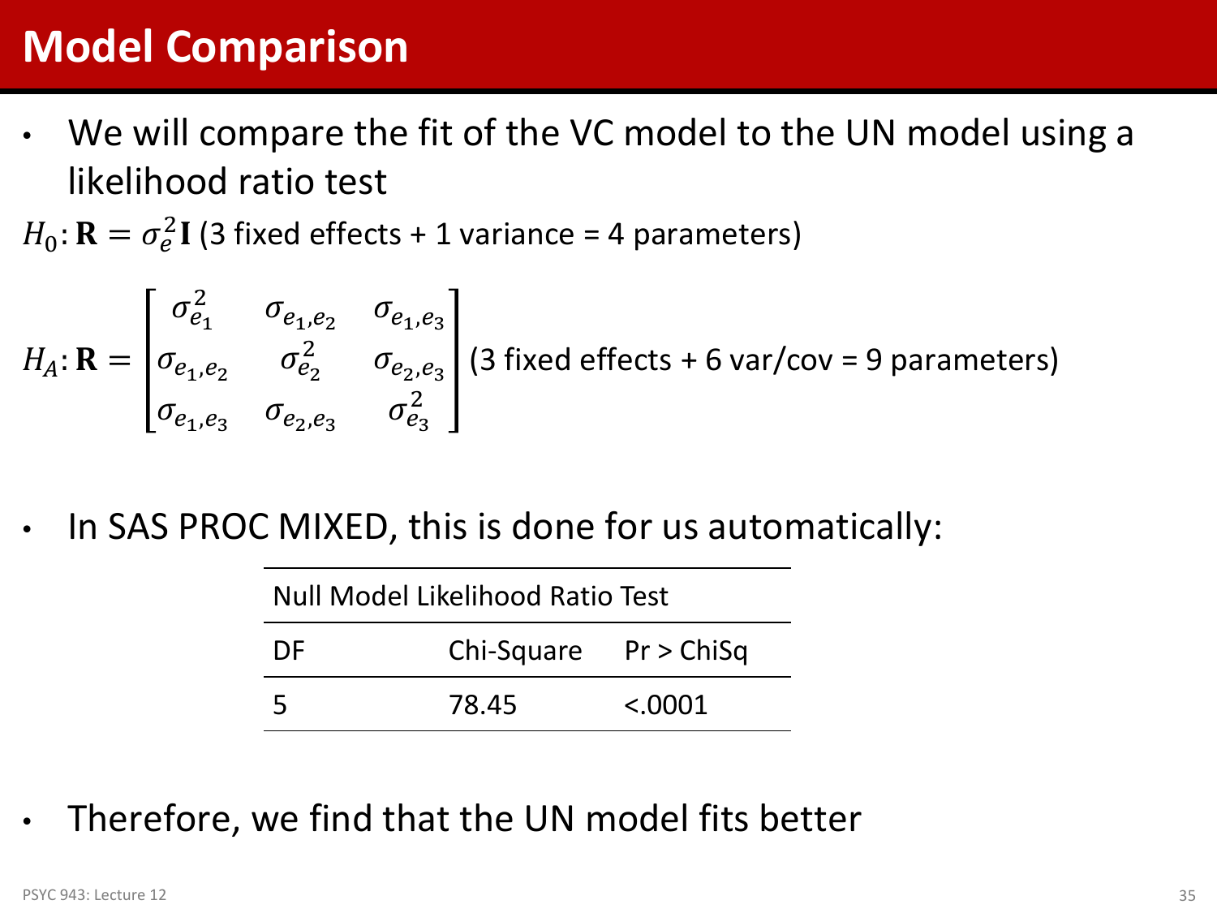# Model Comparison

- We will compare the fit of the VC model to the UN model using a likelihood ratio test

$H_0$: $\mathbf{R} = \sigma_e^2 \mathbf{I}$ (3 fixed effects + 1 variance = 4 parameters)

$$H_A: \mathbf{R} = \begin{bmatrix} \sigma_{e_1}^2 & \sigma_{e_1,e_2} & \sigma_{e_1,e_3} \\ \sigma_{e_1,e_2} & \sigma_{e_2}^2 & \sigma_{e_2,e_3} \\ \sigma_{e_1,e_3} & \sigma_{e_2,e_3} & \sigma_{e_3}^2 \end{bmatrix}$$ (3 fixed effects + 6 var/cov = 9 parameters)

- In SAS PROC MIXED, this is done for us automatically:

| Null Model Likelihood Ratio Test | | |
|---|---|---|
| DF | Chi-Square | Pr > ChiSq |
| 5 | 78.45 | <.0001 |

- Therefore, we find that the UN model fits better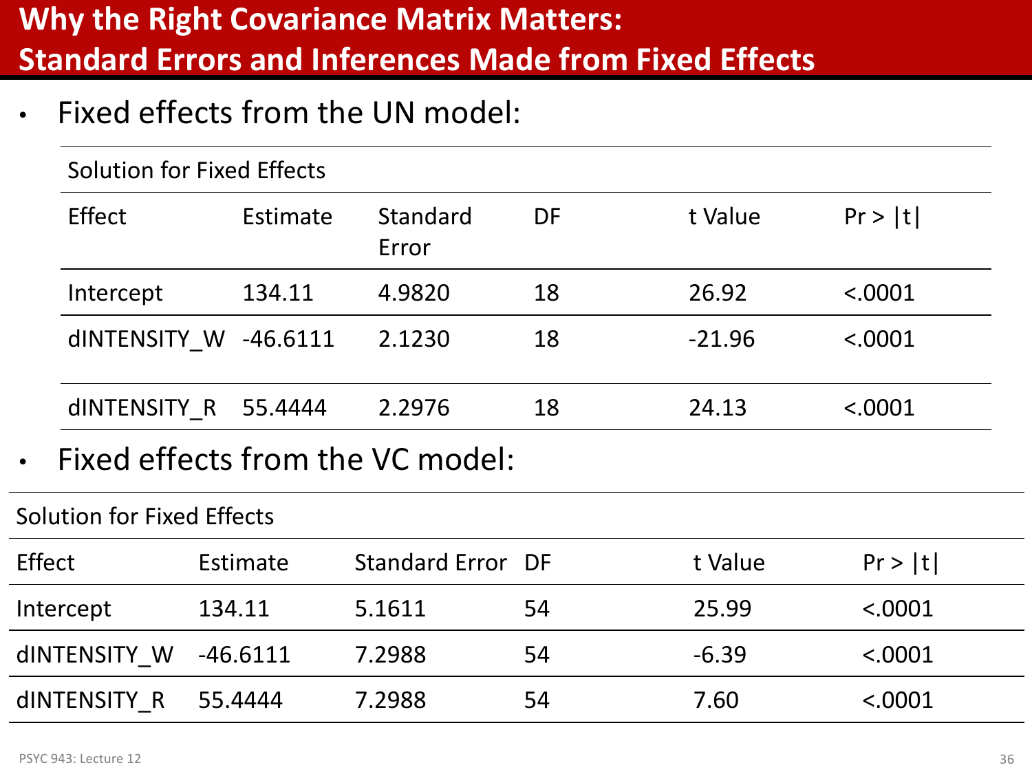# Why the Right Covariance Matrix Matters: Standard Errors and Inferences Made from Fixed Effects

- Fixed effects from the UN model:

| Solution for Fixed Effects | | | | | |
|---|---|---|---|---|---|
| Effect | Estimate | Standard Error | DF | t Value | Pr > \|t\| |
| Intercept | 134.11 | 4.9820 | 18 | 26.92 | <.0001 |
| dINTENSITY_W | -46.6111 | 2.1230 | 18 | -21.96 | <.0001 |
| dINTENSITY_R | 55.4444 | 2.2976 | 18 | 24.13 | <.0001 |

- Fixed effects from the VC model:

| Solution for Fixed Effects | | | | | |
|---|---|---|---|---|---|
| Effect | Estimate | Standard Error | DF | t Value | Pr > \|t\| |
| Intercept | 134.11 | 5.1611 | 54 | 25.99 | <.0001 |
| dINTENSITY_W | -46.6111 | 7.2988 | 54 | -6.39 | <.0001 |
| dINTENSITY_R | 55.4444 | 7.2988 | 54 | 7.60 | <.0001 |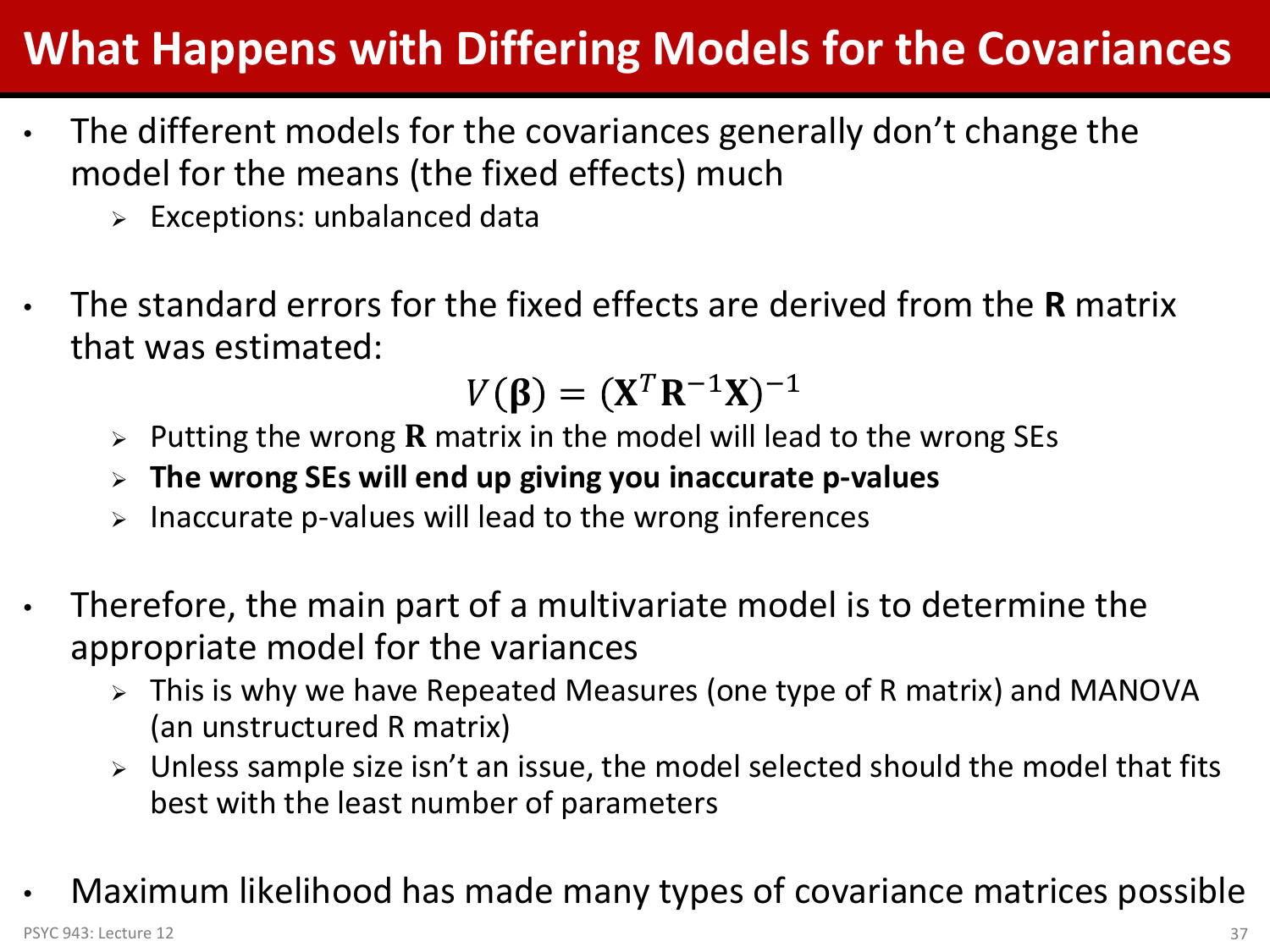# What Happens with Differing Models for the Covariances

- The different models for the covariances generally don't change the model for the means (the fixed effects) much
  - Exceptions: unbalanced data
- The standard errors for the fixed effects are derived from the **R** matrix that was estimated:

$$V(\boldsymbol{\beta}) = (\mathbf{X}^T \mathbf{R}^{-1} \mathbf{X})^{-1}$$

  - Putting the wrong $\mathbf{R}$ matrix in the model will lead to the wrong SEs
  - **The wrong SEs will end up giving you inaccurate p-values**
  - Inaccurate p-values will lead to the wrong inferences
- Therefore, the main part of a multivariate model is to determine the appropriate model for the variances
  - This is why we have Repeated Measures (one type of R matrix) and MANOVA (an unstructured R matrix)
  - Unless sample size isn't an issue, the model selected should the model that fits best with the least number of parameters
- Maximum likelihood has made many types of covariance matrices possible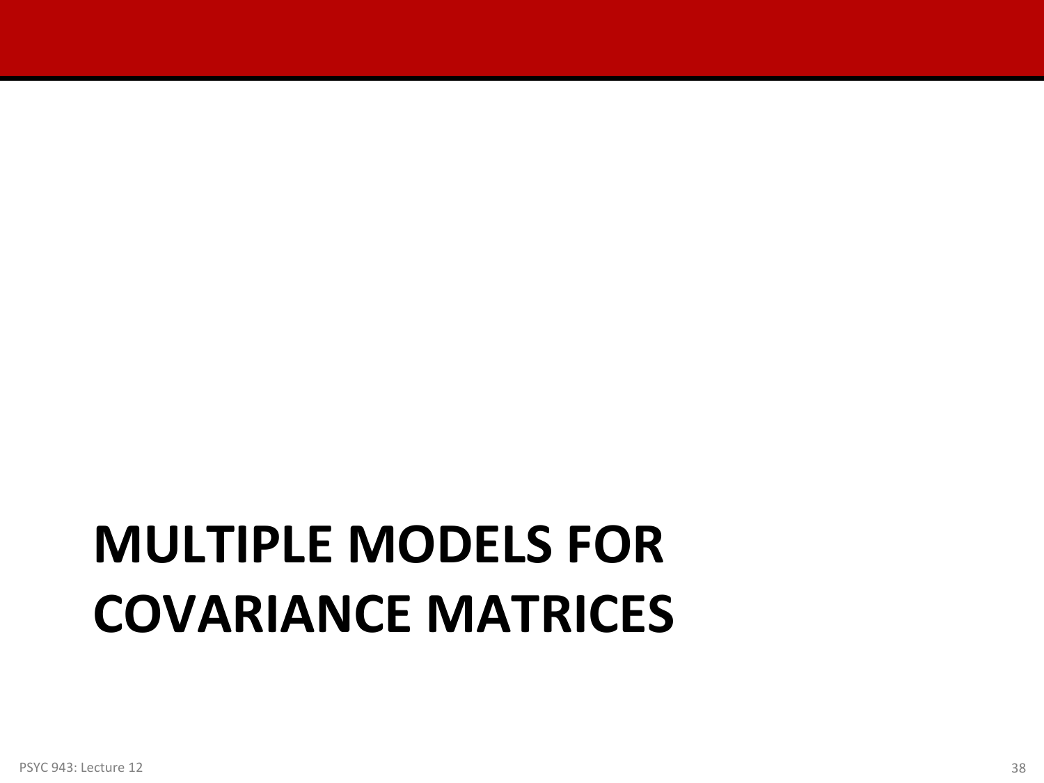# MULTIPLE MODELS FOR COVARIANCE MATRICES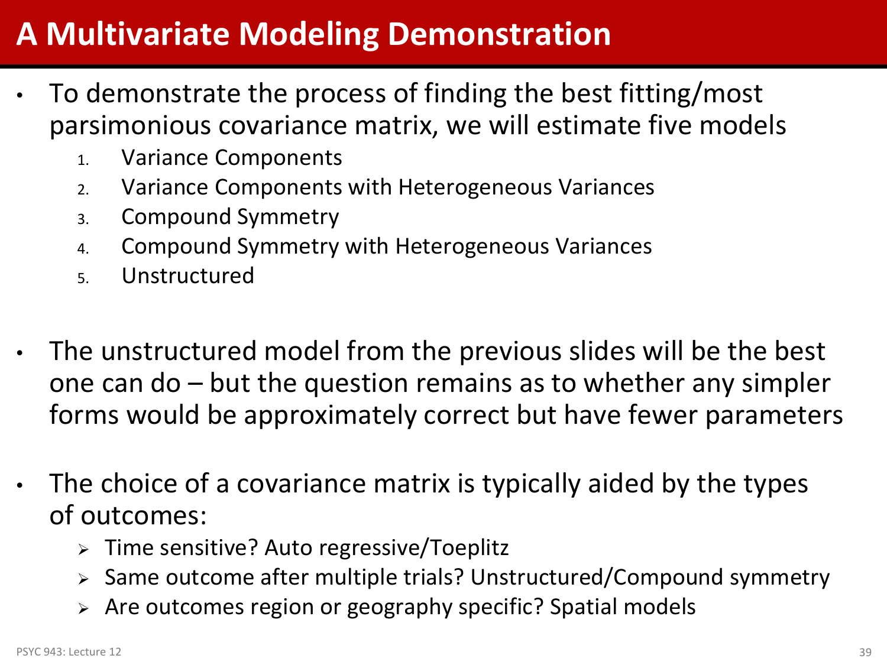# A Multivariate Modeling Demonstration

- To demonstrate the process of finding the best fitting/most parsimonious covariance matrix, we will estimate five models
  1. Variance Components
  2. Variance Components with Heterogeneous Variances
  3. Compound Symmetry
  4. Compound Symmetry with Heterogeneous Variances
  5. Unstructured

- The unstructured model from the previous slides will be the best one can do – but the question remains as to whether any simpler forms would be approximately correct but have fewer parameters

- The choice of a covariance matrix is typically aided by the types of outcomes:
  - Time sensitive? Auto regressive/Toeplitz
  - Same outcome after multiple trials? Unstructured/Compound symmetry
  - Are outcomes region or geography specific? Spatial models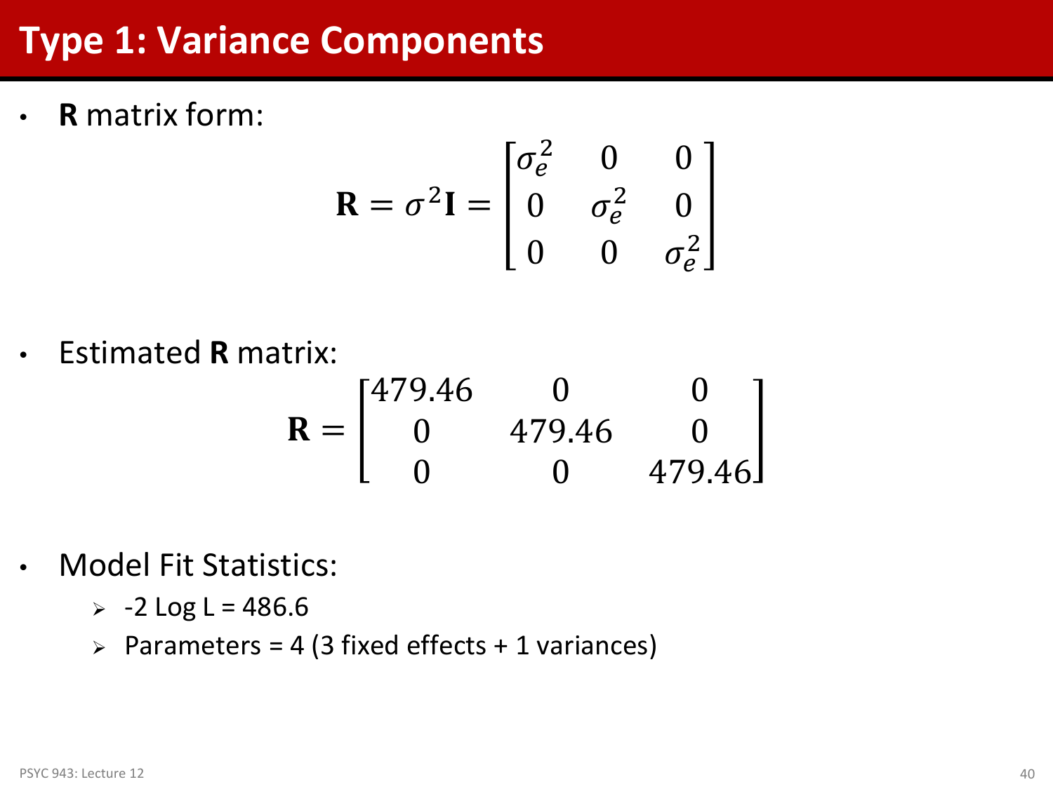# Type 1: Variance Components

- **R** matrix form:

$$\mathbf{R} = \sigma^2\mathbf{I} = \begin{bmatrix} \sigma_e^2 & 0 & 0 \\ 0 & \sigma_e^2 & 0 \\ 0 & 0 & \sigma_e^2 \end{bmatrix}$$

- Estimated **R** matrix:

$$\mathbf{R} = \begin{bmatrix} 479.46 & 0 & 0 \\ 0 & 479.46 & 0 \\ 0 & 0 & 479.46 \end{bmatrix}$$

- Model Fit Statistics:
  - -2 Log L = 486.6
  - Parameters = 4 (3 fixed effects + 1 variances)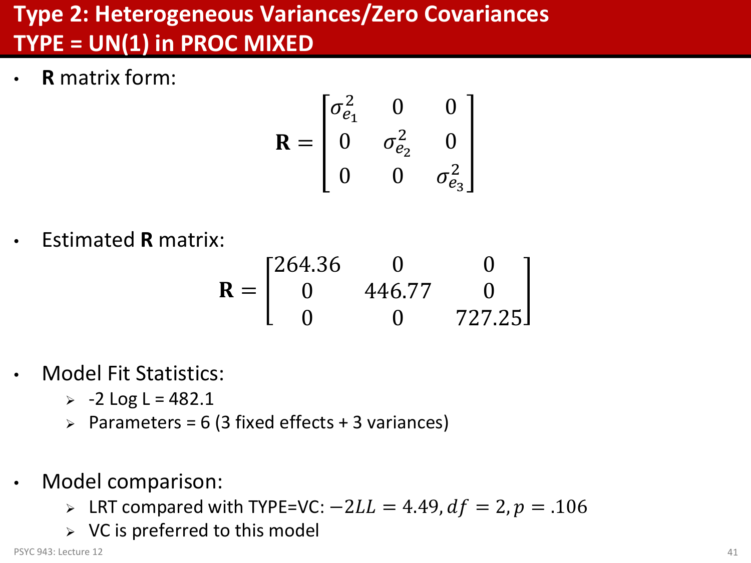# Type 2: Heterogeneous Variances/Zero Covariances TYPE = UN(1) in PROC MIXED

- **R** matrix form:

$$\mathbf{R} = \begin{bmatrix} \sigma^2_{e_1} & 0 & 0 \\ 0 & \sigma^2_{e_2} & 0 \\ 0 & 0 & \sigma^2_{e_3} \end{bmatrix}$$

- Estimated **R** matrix:

$$\mathbf{R} = \begin{bmatrix} 264.36 & 0 & 0 \\ 0 & 446.77 & 0 \\ 0 & 0 & 727.25 \end{bmatrix}$$

- Model Fit Statistics:
  - -2 Log L = 482.1
  - Parameters = 6 (3 fixed effects + 3 variances)

- Model comparison:
  - LRT compared with TYPE=VC: $-2LL = 4.49, df = 2, p = .106$
  - VC is preferred to this model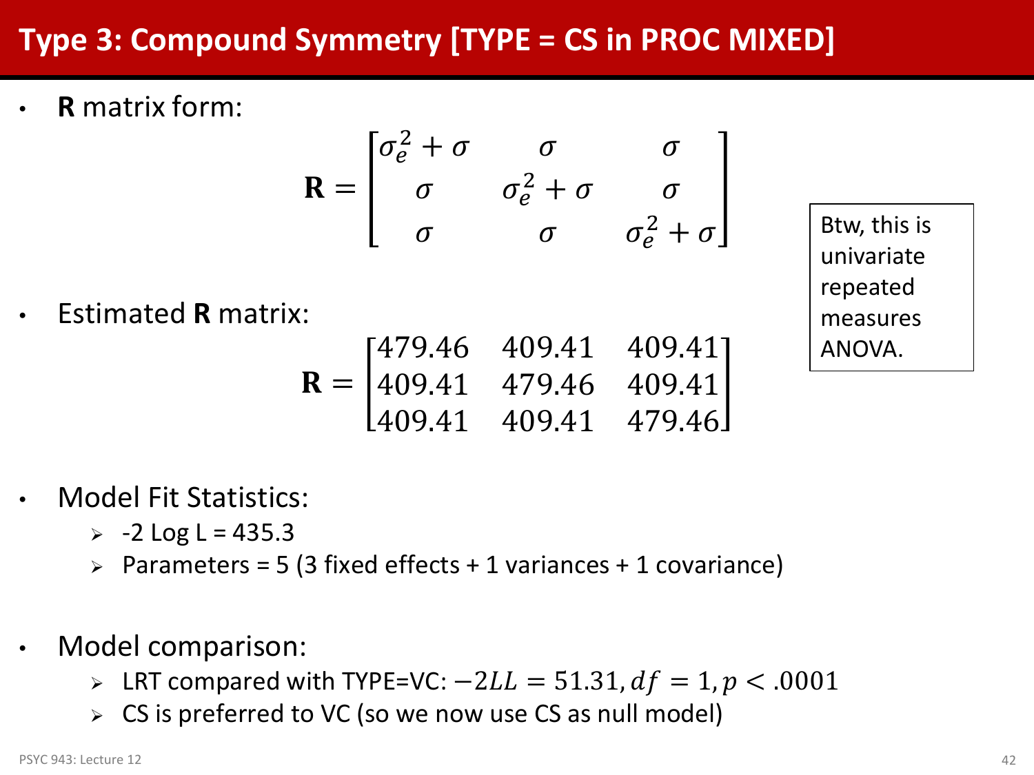# Type 3: Compound Symmetry [TYPE = CS in PROC MIXED]

- **R** matrix form:

$$\mathbf{R} = \begin{bmatrix} \sigma_e^2 + \sigma & \sigma & \sigma \\ \sigma & \sigma_e^2 + \sigma & \sigma \\ \sigma & \sigma & \sigma_e^2 + \sigma \end{bmatrix}$$

- Estimated **R** matrix:

$$\mathbf{R} = \begin{bmatrix} 479.46 & 409.41 & 409.41 \\ 409.41 & 479.46 & 409.41 \\ 409.41 & 409.41 & 479.46 \end{bmatrix}$$

Btw, this is univariate repeated measures ANOVA.

- Model Fit Statistics:
  - -2 Log L = 435.3
  - Parameters = 5 (3 fixed effects + 1 variances + 1 covariance)

- Model comparison:
  - LRT compared with TYPE=VC: $-2LL = 51.31, df = 1, p < .0001$
  - CS is preferred to VC (so we now use CS as null model)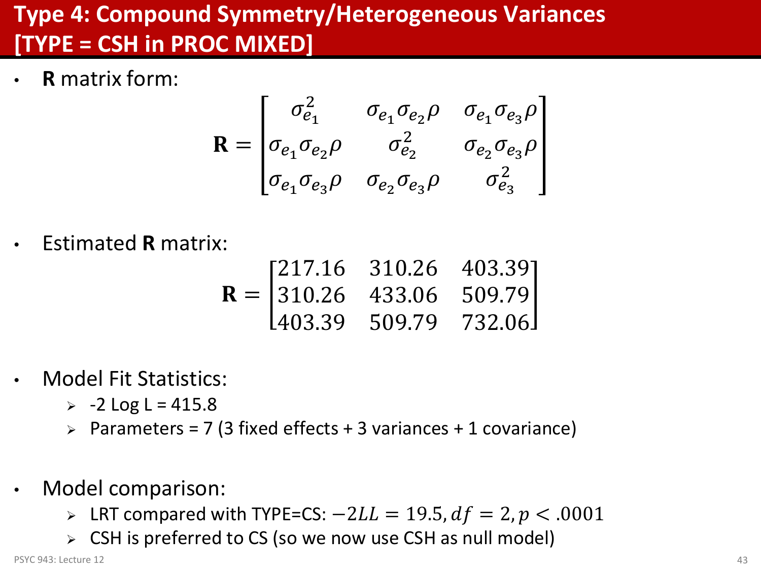# Type 4: Compound Symmetry/Heterogeneous Variances [TYPE = CSH in PROC MIXED]

- **R** matrix form:

$$\mathbf{R} = \begin{bmatrix} \sigma_{e_1}^2 & \sigma_{e_1}\sigma_{e_2}\rho & \sigma_{e_1}\sigma_{e_3}\rho \\ \sigma_{e_1}\sigma_{e_2}\rho & \sigma_{e_2}^2 & \sigma_{e_2}\sigma_{e_3}\rho \\ \sigma_{e_1}\sigma_{e_3}\rho & \sigma_{e_2}\sigma_{e_3}\rho & \sigma_{e_3}^2 \end{bmatrix}$$

- Estimated **R** matrix:

$$\mathbf{R} = \begin{bmatrix} 217.16 & 310.26 & 403.39 \\ 310.26 & 433.06 & 509.79 \\ 403.39 & 509.79 & 732.06 \end{bmatrix}$$

- Model Fit Statistics:
  - -2 Log L = 415.8
  - Parameters = 7 (3 fixed effects + 3 variances + 1 covariance)

- Model comparison:
  - LRT compared with TYPE=CS: $-2LL = 19.5, df = 2, p < .0001$
  - CSH is preferred to CS (so we now use CSH as null model)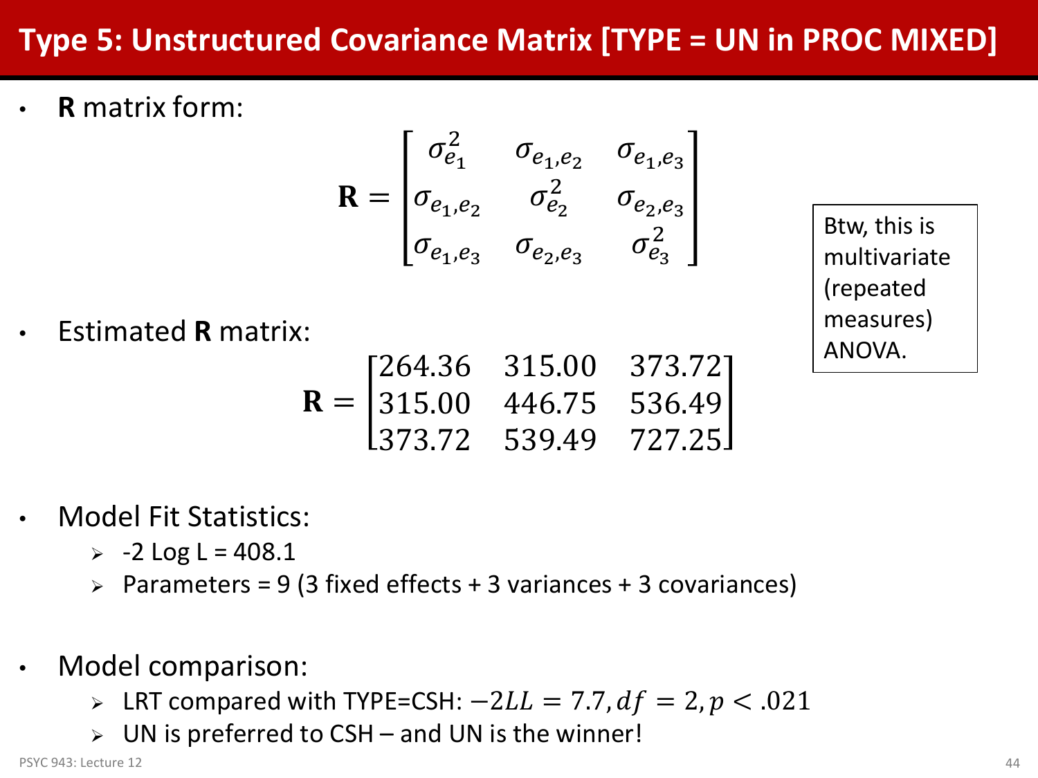# Type 5: Unstructured Covariance Matrix [TYPE = UN in PROC MIXED]

- **R** matrix form:

$$\mathbf{R} = \begin{bmatrix} \sigma^2_{e_1} & \sigma_{e_1,e_2} & \sigma_{e_1,e_3} \\ \sigma_{e_1,e_2} & \sigma^2_{e_2} & \sigma_{e_2,e_3} \\ \sigma_{e_1,e_3} & \sigma_{e_2,e_3} & \sigma^2_{e_3} \end{bmatrix}$$

- Estimated **R** matrix:

$$\mathbf{R} = \begin{bmatrix} 264.36 & 315.00 & 373.72 \\ 315.00 & 446.75 & 536.49 \\ 373.72 & 539.49 & 727.25 \end{bmatrix}$$

Btw, this is multivariate (repeated measures) ANOVA.

- Model Fit Statistics:
  - -2 Log L = 408.1
  - Parameters = 9 (3 fixed effects + 3 variances + 3 covariances)

- Model comparison:
  - LRT compared with TYPE=CSH: $-2LL = 7.7, df = 2, p < .021$
  - UN is preferred to CSH – and UN is the winner!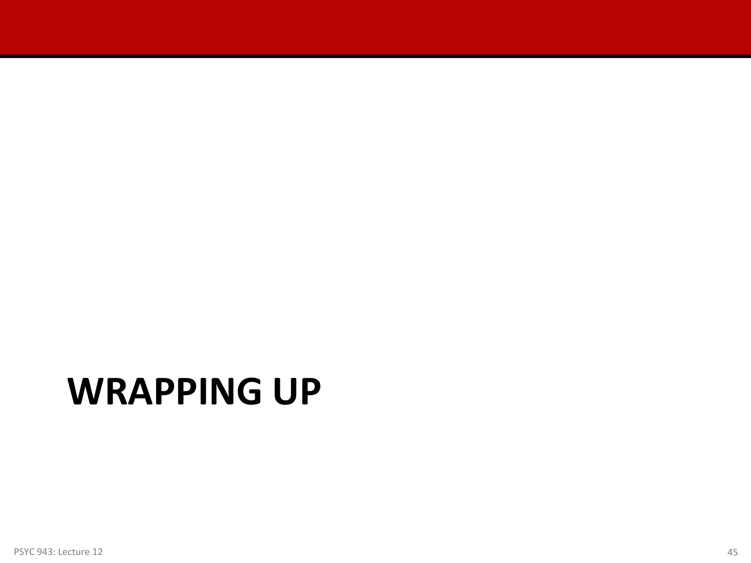# WRAPPING UP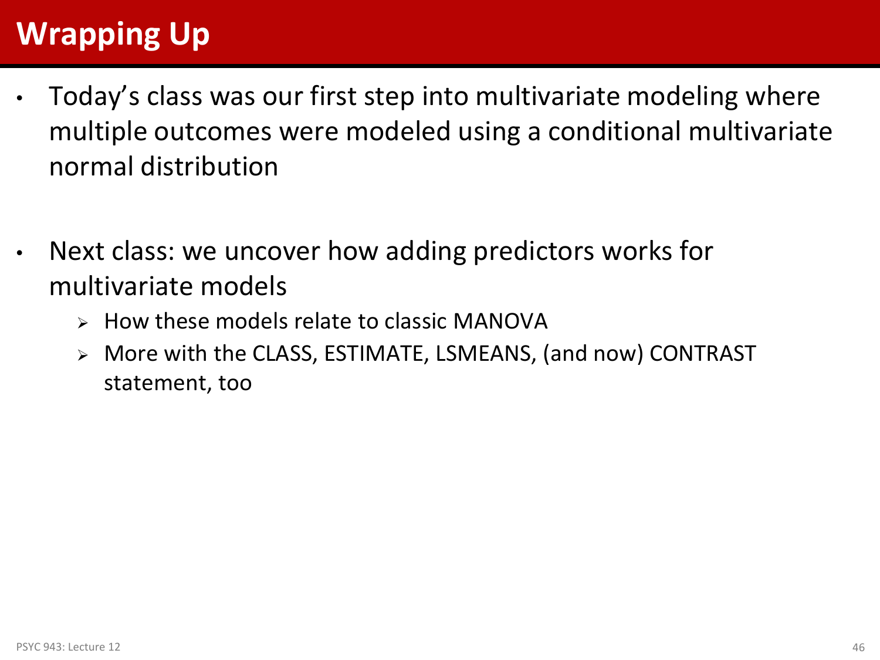# Wrapping Up

- Today's class was our first step into multivariate modeling where multiple outcomes were modeled using a conditional multivariate normal distribution

- Next class: we uncover how adding predictors works for multivariate models
  - How these models relate to classic MANOVA
  - More with the CLASS, ESTIMATE, LSMEANS, (and now) CONTRAST statement, too